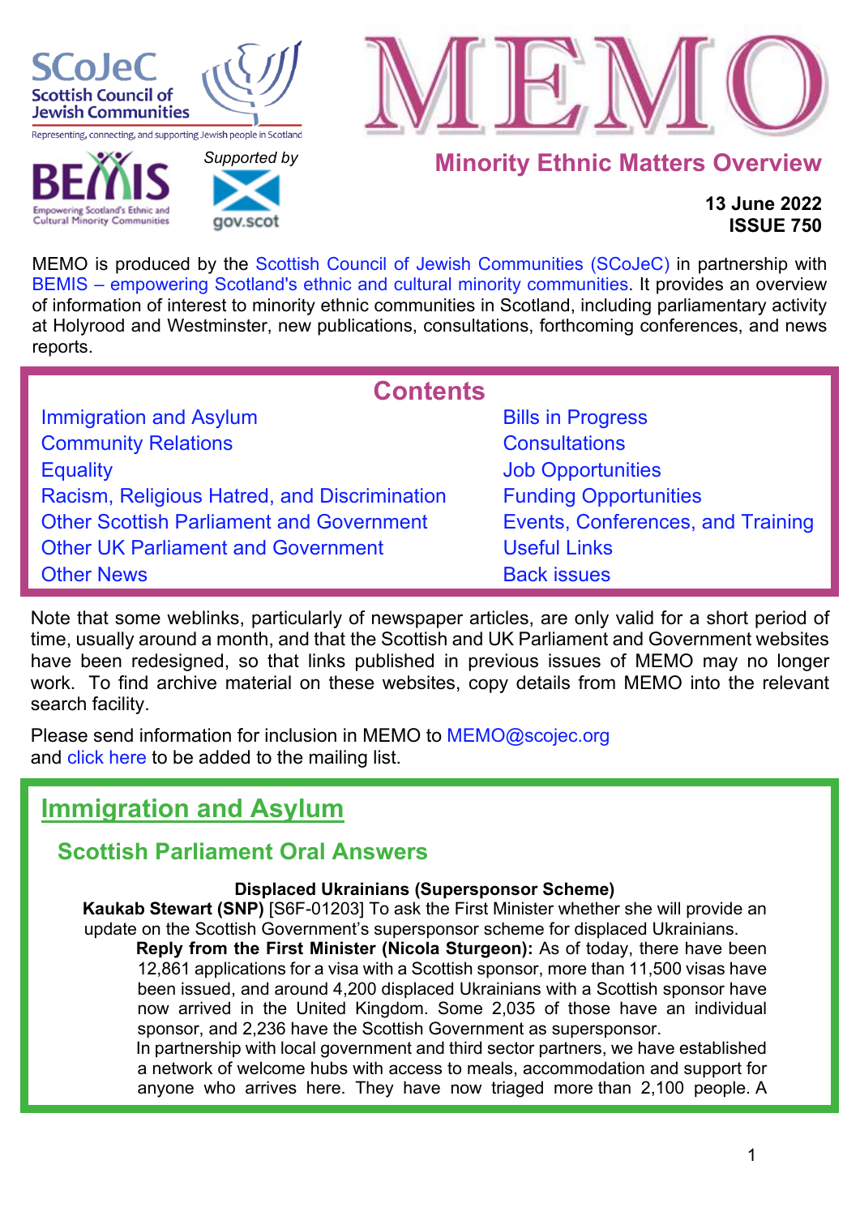SCoJeC Scottish Council of Jewish Communities

Representing, connecting, and supporting Jewish people in Scotland

BEMIS Empowering Scotland's Ethnic and Cultural Minority Communities

Supported by gov.scot

# MEMO

## Minority Ethnic Matters Overview

**13 June 2022**
**ISSUE 750**

MEMO is produced by the Scottish Council of Jewish Communities (SCoJeC) in partnership with BEMIS – empowering Scotland's ethnic and cultural minority communities. It provides an overview of information of interest to minority ethnic communities in Scotland, including parliamentary activity at Holyrood and Westminster, new publications, consultations, forthcoming conferences, and news reports.

## Contents

- Immigration and Asylum
- Community Relations
- Equality
- Racism, Religious Hatred, and Discrimination
- Other Scottish Parliament and Government
- Other UK Parliament and Government
- Other News
- Bills in Progress
- Consultations
- Job Opportunities
- Funding Opportunities
- Events, Conferences, and Training
- Useful Links
- Back issues

Note that some weblinks, particularly of newspaper articles, are only valid for a short period of time, usually around a month, and that the Scottish and UK Parliament and Government websites have been redesigned, so that links published in previous issues of MEMO may no longer work. To find archive material on these websites, copy details from MEMO into the relevant search facility.

Please send information for inclusion in MEMO to MEMO@scojec.org
and click here to be added to the mailing list.

# Immigration and Asylum

## Scottish Parliament Oral Answers

**Displaced Ukrainians (Supersponsor Scheme)**

**Kaukab Stewart (SNP)** [S6F-01203] To ask the First Minister whether she will provide an update on the Scottish Government's supersponsor scheme for displaced Ukrainians.

**Reply from the First Minister (Nicola Sturgeon):** As of today, there have been 12,861 applications for a visa with a Scottish sponsor, more than 11,500 visas have been issued, and around 4,200 displaced Ukrainians with a Scottish sponsor have now arrived in the United Kingdom. Some 2,035 of those have an individual sponsor, and 2,236 have the Scottish Government as supersponsor.

In partnership with local government and third sector partners, we have established a network of welcome hubs with access to meals, accommodation and support for anyone who arrives here. They have now triaged more than 2,100 people. A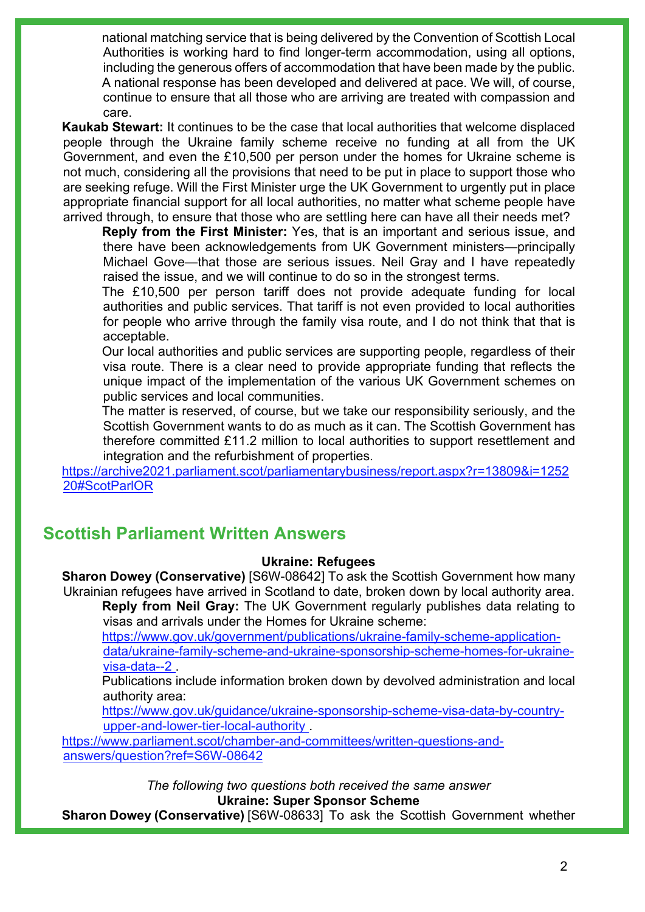national matching service that is being delivered by the Convention of Scottish Local Authorities is working hard to find longer-term accommodation, using all options, including the generous offers of accommodation that have been made by the public.

A national response has been developed and delivered at pace. We will, of course, continue to ensure that all those who are arriving are treated with compassion and care.

**Kaukab Stewart:** It continues to be the case that local authorities that welcome displaced people through the Ukraine family scheme receive no funding at all from the UK Government, and even the £10,500 per person under the homes for Ukraine scheme is not much, considering all the provisions that need to be put in place to support those who are seeking refuge. Will the First Minister urge the UK Government to urgently put in place appropriate financial support for all local authorities, no matter what scheme people have arrived through, to ensure that those who are settling here can have all their needs met?

**Reply from the First Minister:** Yes, that is an important and serious issue, and there have been acknowledgements from UK Government ministers—principally Michael Gove—that those are serious issues. Neil Gray and I have repeatedly raised the issue, and we will continue to do so in the strongest terms.

The £10,500 per person tariff does not provide adequate funding for local authorities and public services. That tariff is not even provided to local authorities for people who arrive through the family visa route, and I do not think that that is acceptable.

Our local authorities and public services are supporting people, regardless of their visa route. There is a clear need to provide appropriate funding that reflects the unique impact of the implementation of the various UK Government schemes on public services and local communities.

The matter is reserved, of course, but we take our responsibility seriously, and the Scottish Government wants to do as much as it can. The Scottish Government has therefore committed £11.2 million to local authorities to support resettlement and integration and the refurbishment of properties.

https://archive2021.parliament.scot/parliamentarybusiness/report.aspx?r=13809&i=125220#ScotParlOR

## Scottish Parliament Written Answers

### Ukraine: Refugees

**Sharon Dowey (Conservative)** [S6W-08642] To ask the Scottish Government how many Ukrainian refugees have arrived in Scotland to date, broken down by local authority area.

**Reply from Neil Gray:** The UK Government regularly publishes data relating to visas and arrivals under the Homes for Ukraine scheme:

https://www.gov.uk/government/publications/ukraine-family-scheme-application-data/ukraine-family-scheme-and-ukraine-sponsorship-scheme-homes-for-ukraine-visa-data--2 .

Publications include information broken down by devolved administration and local authority area:

https://www.gov.uk/guidance/ukraine-sponsorship-scheme-visa-data-by-country-upper-and-lower-tier-local-authority .

https://www.parliament.scot/chamber-and-committees/written-questions-and-answers/question?ref=S6W-08642

*The following two questions both received the same answer*

### Ukraine: Super Sponsor Scheme

**Sharon Dowey (Conservative)** [S6W-08633] To ask the Scottish Government whether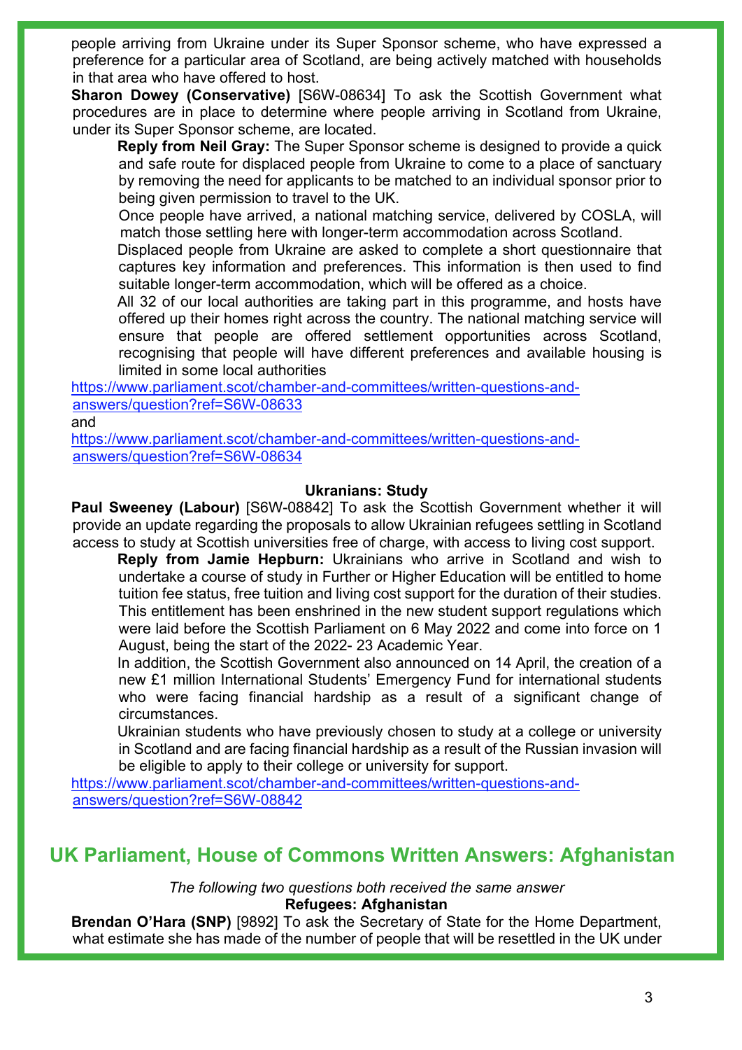people arriving from Ukraine under its Super Sponsor scheme, who have expressed a preference for a particular area of Scotland, are being actively matched with households in that area who have offered to host.

**Sharon Dowey (Conservative)** [S6W-08634] To ask the Scottish Government what procedures are in place to determine where people arriving in Scotland from Ukraine, under its Super Sponsor scheme, are located.

> **Reply from Neil Gray:** The Super Sponsor scheme is designed to provide a quick and safe route for displaced people from Ukraine to come to a place of sanctuary by removing the need for applicants to be matched to an individual sponsor prior to being given permission to travel to the UK.
>
> Once people have arrived, a national matching service, delivered by COSLA, will match those settling here with longer-term accommodation across Scotland.
>
> Displaced people from Ukraine are asked to complete a short questionnaire that captures key information and preferences. This information is then used to find suitable longer-term accommodation, which will be offered as a choice.
>
> All 32 of our local authorities are taking part in this programme, and hosts have offered up their homes right across the country. The national matching service will ensure that people are offered settlement opportunities across Scotland, recognising that people will have different preferences and available housing is limited in some local authorities

https://www.parliament.scot/chamber-and-committees/written-questions-and-answers/question?ref=S6W-08633
and
https://www.parliament.scot/chamber-and-committees/written-questions-and-answers/question?ref=S6W-08634

### Ukranians: Study

**Paul Sweeney (Labour)** [S6W-08842] To ask the Scottish Government whether it will provide an update regarding the proposals to allow Ukrainian refugees settling in Scotland access to study at Scottish universities free of charge, with access to living cost support.

> **Reply from Jamie Hepburn:** Ukrainians who arrive in Scotland and wish to undertake a course of study in Further or Higher Education will be entitled to home tuition fee status, free tuition and living cost support for the duration of their studies. This entitlement has been enshrined in the new student support regulations which were laid before the Scottish Parliament on 6 May 2022 and come into force on 1 August, being the start of the 2022- 23 Academic Year.
>
> In addition, the Scottish Government also announced on 14 April, the creation of a new £1 million International Students' Emergency Fund for international students who were facing financial hardship as a result of a significant change of circumstances.
>
> Ukrainian students who have previously chosen to study at a college or university in Scotland and are facing financial hardship as a result of the Russian invasion will be eligible to apply to their college or university for support.

https://www.parliament.scot/chamber-and-committees/written-questions-and-answers/question?ref=S6W-08842

## UK Parliament, House of Commons Written Answers: Afghanistan

*The following two questions both received the same answer*

### Refugees: Afghanistan

**Brendan O'Hara (SNP)** [9892] To ask the Secretary of State for the Home Department, what estimate she has made of the number of people that will be resettled in the UK under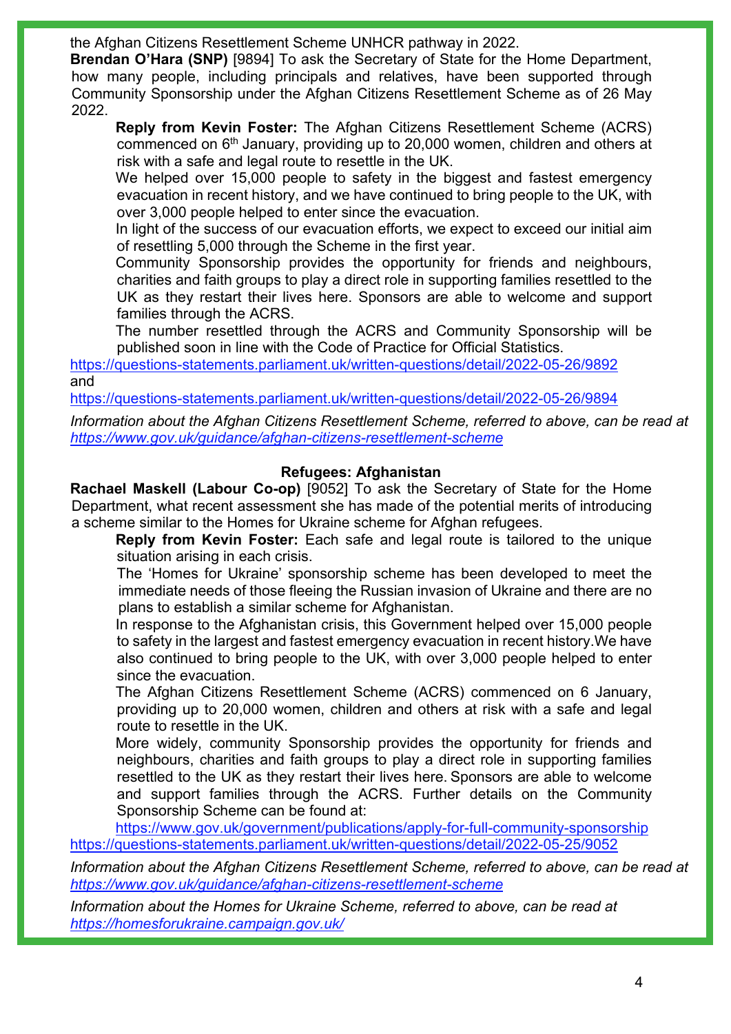the Afghan Citizens Resettlement Scheme UNHCR pathway in 2022.

**Brendan O'Hara (SNP)** [9894] To ask the Secretary of State for the Home Department, how many people, including principals and relatives, have been supported through Community Sponsorship under the Afghan Citizens Resettlement Scheme as of 26 May 2022.

> **Reply from Kevin Foster:** The Afghan Citizens Resettlement Scheme (ACRS) commenced on 6th January, providing up to 20,000 women, children and others at risk with a safe and legal route to resettle in the UK.
>
> We helped over 15,000 people to safety in the biggest and fastest emergency evacuation in recent history, and we have continued to bring people to the UK, with over 3,000 people helped to enter since the evacuation.
>
> In light of the success of our evacuation efforts, we expect to exceed our initial aim of resettling 5,000 through the Scheme in the first year.
>
> Community Sponsorship provides the opportunity for friends and neighbours, charities and faith groups to play a direct role in supporting families resettled to the UK as they restart their lives here. Sponsors are able to welcome and support families through the ACRS.
>
> The number resettled through the ACRS and Community Sponsorship will be published soon in line with the Code of Practice for Official Statistics.

https://questions-statements.parliament.uk/written-questions/detail/2022-05-26/9892
and
https://questions-statements.parliament.uk/written-questions/detail/2022-05-26/9894

*Information about the Afghan Citizens Resettlement Scheme, referred to above, can be read at https://www.gov.uk/guidance/afghan-citizens-resettlement-scheme*

### Refugees: Afghanistan

**Rachael Maskell (Labour Co-op)** [9052] To ask the Secretary of State for the Home Department, what recent assessment she has made of the potential merits of introducing a scheme similar to the Homes for Ukraine scheme for Afghan refugees.

> **Reply from Kevin Foster:** Each safe and legal route is tailored to the unique situation arising in each crisis.
>
> The 'Homes for Ukraine' sponsorship scheme has been developed to meet the immediate needs of those fleeing the Russian invasion of Ukraine and there are no plans to establish a similar scheme for Afghanistan.
>
> In response to the Afghanistan crisis, this Government helped over 15,000 people to safety in the largest and fastest emergency evacuation in recent history.We have also continued to bring people to the UK, with over 3,000 people helped to enter since the evacuation.
>
> The Afghan Citizens Resettlement Scheme (ACRS) commenced on 6 January, providing up to 20,000 women, children and others at risk with a safe and legal route to resettle in the UK.
>
> More widely, community Sponsorship provides the opportunity for friends and neighbours, charities and faith groups to play a direct role in supporting families resettled to the UK as they restart their lives here. Sponsors are able to welcome and support families through the ACRS. Further details on the Community Sponsorship Scheme can be found at:
>
> https://www.gov.uk/government/publications/apply-for-full-community-sponsorship

https://questions-statements.parliament.uk/written-questions/detail/2022-05-25/9052

*Information about the Afghan Citizens Resettlement Scheme, referred to above, can be read at https://www.gov.uk/guidance/afghan-citizens-resettlement-scheme*

*Information about the Homes for Ukraine Scheme, referred to above, can be read at https://homesforukraine.campaign.gov.uk/*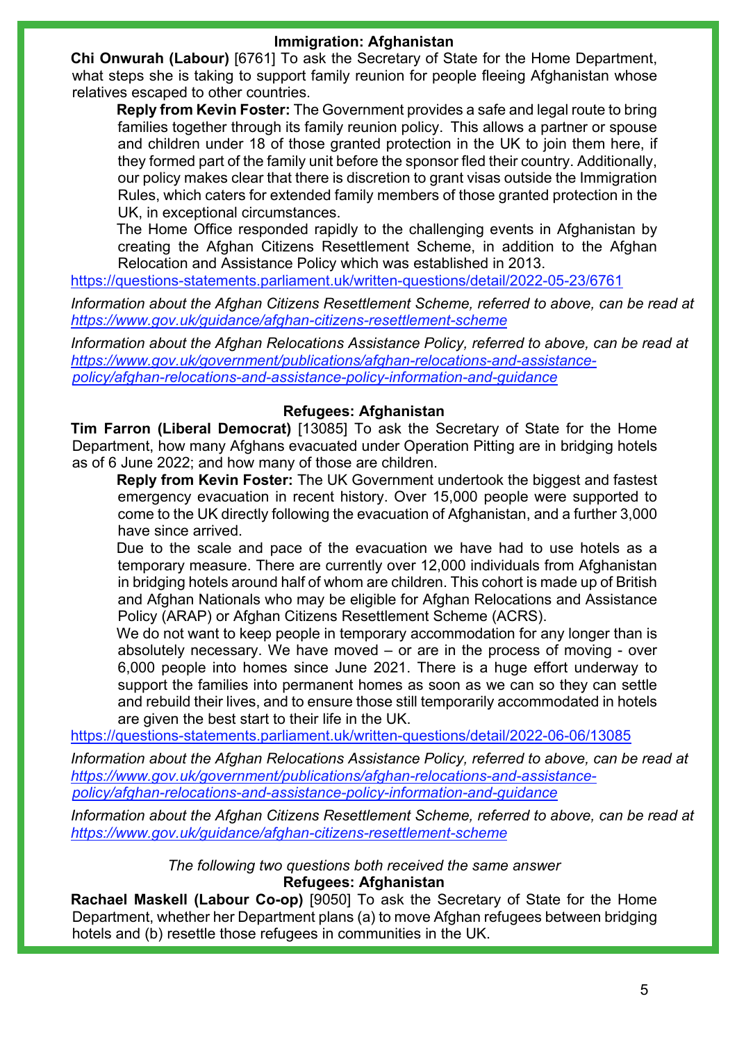### Immigration: Afghanistan

**Chi Onwurah (Labour)** [6761] To ask the Secretary of State for the Home Department, what steps she is taking to support family reunion for people fleeing Afghanistan whose relatives escaped to other countries.

> **Reply from Kevin Foster:** The Government provides a safe and legal route to bring families together through its family reunion policy. This allows a partner or spouse and children under 18 of those granted protection in the UK to join them here, if they formed part of the family unit before the sponsor fled their country. Additionally, our policy makes clear that there is discretion to grant visas outside the Immigration Rules, which caters for extended family members of those granted protection in the UK, in exceptional circumstances.
>
> The Home Office responded rapidly to the challenging events in Afghanistan by creating the Afghan Citizens Resettlement Scheme, in addition to the Afghan Relocation and Assistance Policy which was established in 2013.

https://questions-statements.parliament.uk/written-questions/detail/2022-05-23/6761

*Information about the Afghan Citizens Resettlement Scheme, referred to above, can be read at https://www.gov.uk/guidance/afghan-citizens-resettlement-scheme*

*Information about the Afghan Relocations Assistance Policy, referred to above, can be read at https://www.gov.uk/government/publications/afghan-relocations-and-assistance-policy/afghan-relocations-and-assistance-policy-information-and-guidance*

### Refugees: Afghanistan

**Tim Farron (Liberal Democrat)** [13085] To ask the Secretary of State for the Home Department, how many Afghans evacuated under Operation Pitting are in bridging hotels as of 6 June 2022; and how many of those are children.

> **Reply from Kevin Foster:** The UK Government undertook the biggest and fastest emergency evacuation in recent history. Over 15,000 people were supported to come to the UK directly following the evacuation of Afghanistan, and a further 3,000 have since arrived.
>
> Due to the scale and pace of the evacuation we have had to use hotels as a temporary measure. There are currently over 12,000 individuals from Afghanistan in bridging hotels around half of whom are children. This cohort is made up of British and Afghan Nationals who may be eligible for Afghan Relocations and Assistance Policy (ARAP) or Afghan Citizens Resettlement Scheme (ACRS).
>
> We do not want to keep people in temporary accommodation for any longer than is absolutely necessary. We have moved – or are in the process of moving - over 6,000 people into homes since June 2021. There is a huge effort underway to support the families into permanent homes as soon as we can so they can settle and rebuild their lives, and to ensure those still temporarily accommodated in hotels are given the best start to their life in the UK.

https://questions-statements.parliament.uk/written-questions/detail/2022-06-06/13085

*Information about the Afghan Relocations Assistance Policy, referred to above, can be read at https://www.gov.uk/government/publications/afghan-relocations-and-assistance-policy/afghan-relocations-and-assistance-policy-information-and-guidance*

*Information about the Afghan Citizens Resettlement Scheme, referred to above, can be read at https://www.gov.uk/guidance/afghan-citizens-resettlement-scheme*

*The following two questions both received the same answer*

### Refugees: Afghanistan

**Rachael Maskell (Labour Co-op)** [9050] To ask the Secretary of State for the Home Department, whether her Department plans (a) to move Afghan refugees between bridging hotels and (b) resettle those refugees in communities in the UK.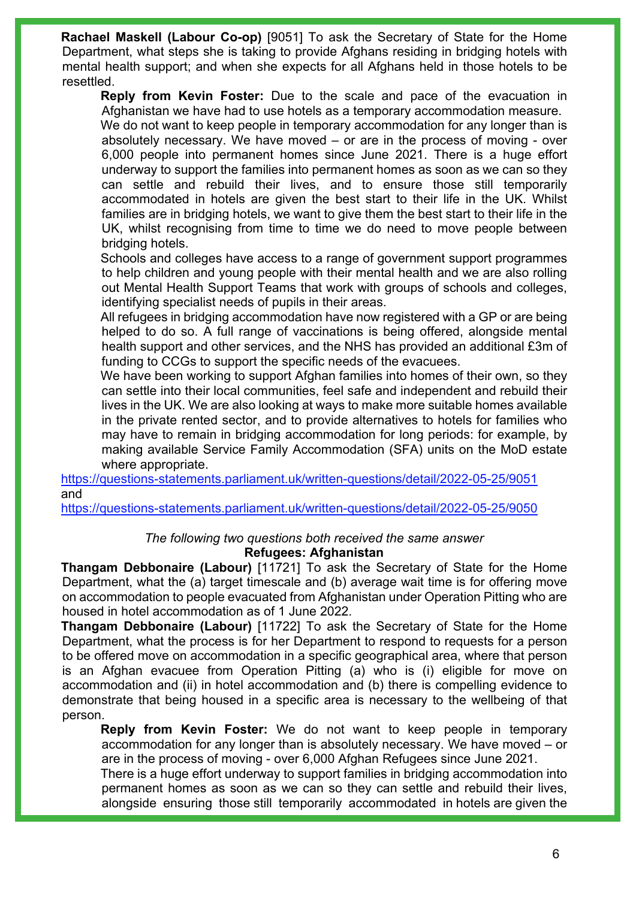**Rachael Maskell (Labour Co-op)** [9051] To ask the Secretary of State for the Home Department, what steps she is taking to provide Afghans residing in bridging hotels with mental health support; and when she expects for all Afghans held in those hotels to be resettled.

**Reply from Kevin Foster:** Due to the scale and pace of the evacuation in Afghanistan we have had to use hotels as a temporary accommodation measure.

We do not want to keep people in temporary accommodation for any longer than is absolutely necessary. We have moved – or are in the process of moving - over 6,000 people into permanent homes since June 2021. There is a huge effort underway to support the families into permanent homes as soon as we can so they can settle and rebuild their lives, and to ensure those still temporarily accommodated in hotels are given the best start to their life in the UK. Whilst families are in bridging hotels, we want to give them the best start to their life in the UK, whilst recognising from time to time we do need to move people between bridging hotels.

Schools and colleges have access to a range of government support programmes to help children and young people with their mental health and we are also rolling out Mental Health Support Teams that work with groups of schools and colleges, identifying specialist needs of pupils in their areas.

All refugees in bridging accommodation have now registered with a GP or are being helped to do so. A full range of vaccinations is being offered, alongside mental health support and other services, and the NHS has provided an additional £3m of funding to CCGs to support the specific needs of the evacuees.

We have been working to support Afghan families into homes of their own, so they can settle into their local communities, feel safe and independent and rebuild their lives in the UK. We are also looking at ways to make more suitable homes available in the private rented sector, and to provide alternatives to hotels for families who may have to remain in bridging accommodation for long periods: for example, by making available Service Family Accommodation (SFA) units on the MoD estate where appropriate.

https://questions-statements.parliament.uk/written-questions/detail/2022-05-25/9051
and
https://questions-statements.parliament.uk/written-questions/detail/2022-05-25/9050

*The following two questions both received the same answer*

**Refugees: Afghanistan**

**Thangam Debbonaire (Labour)** [11721] To ask the Secretary of State for the Home Department, what the (a) target timescale and (b) average wait time is for offering move on accommodation to people evacuated from Afghanistan under Operation Pitting who are housed in hotel accommodation as of 1 June 2022.

**Thangam Debbonaire (Labour)** [11722] To ask the Secretary of State for the Home Department, what the process is for her Department to respond to requests for a person to be offered move on accommodation in a specific geographical area, where that person is an Afghan evacuee from Operation Pitting (a) who is (i) eligible for move on accommodation and (ii) in hotel accommodation and (b) there is compelling evidence to demonstrate that being housed in a specific area is necessary to the wellbeing of that person.

**Reply from Kevin Foster:** We do not want to keep people in temporary accommodation for any longer than is absolutely necessary. We have moved – or are in the process of moving - over 6,000 Afghan Refugees since June 2021.

There is a huge effort underway to support families in bridging accommodation into permanent homes as soon as we can so they can settle and rebuild their lives, alongside ensuring those still temporarily accommodated in hotels are given the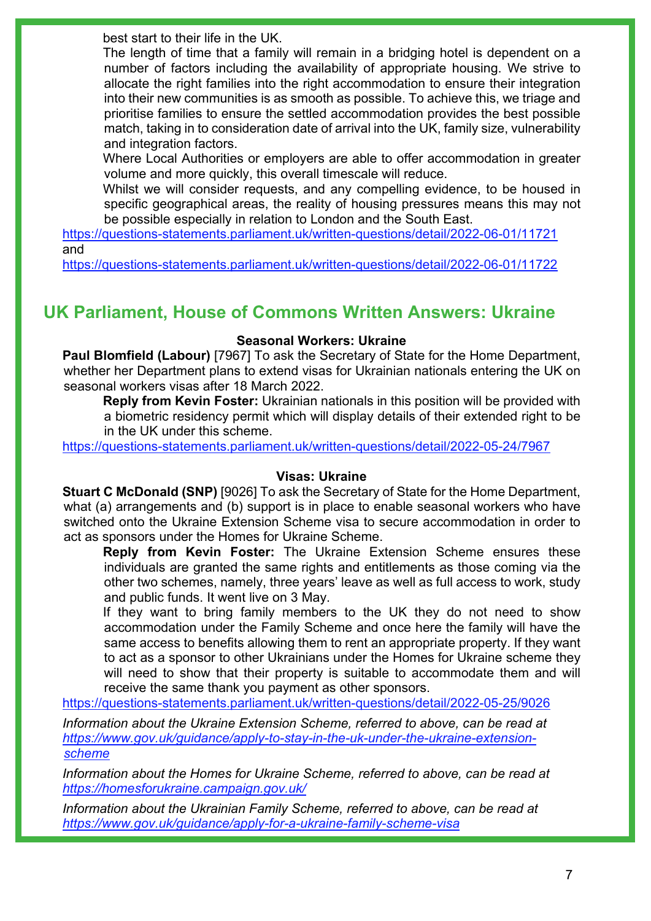best start to their life in the UK.

The length of time that a family will remain in a bridging hotel is dependent on a number of factors including the availability of appropriate housing. We strive to allocate the right families into the right accommodation to ensure their integration into their new communities is as smooth as possible. To achieve this, we triage and prioritise families to ensure the settled accommodation provides the best possible match, taking in to consideration date of arrival into the UK, family size, vulnerability and integration factors.

Where Local Authorities or employers are able to offer accommodation in greater volume and more quickly, this overall timescale will reduce.

Whilst we will consider requests, and any compelling evidence, to be housed in specific geographical areas, the reality of housing pressures means this may not be possible especially in relation to London and the South East.

https://questions-statements.parliament.uk/written-questions/detail/2022-06-01/11721
and
https://questions-statements.parliament.uk/written-questions/detail/2022-06-01/11722

## UK Parliament, House of Commons Written Answers: Ukraine

### Seasonal Workers: Ukraine

**Paul Blomfield (Labour)** [7967] To ask the Secretary of State for the Home Department, whether her Department plans to extend visas for Ukrainian nationals entering the UK on seasonal workers visas after 18 March 2022.

**Reply from Kevin Foster:** Ukrainian nationals in this position will be provided with a biometric residency permit which will display details of their extended right to be in the UK under this scheme.

https://questions-statements.parliament.uk/written-questions/detail/2022-05-24/7967

### Visas: Ukraine

**Stuart C McDonald (SNP)** [9026] To ask the Secretary of State for the Home Department, what (a) arrangements and (b) support is in place to enable seasonal workers who have switched onto the Ukraine Extension Scheme visa to secure accommodation in order to act as sponsors under the Homes for Ukraine Scheme.

**Reply from Kevin Foster:** The Ukraine Extension Scheme ensures these individuals are granted the same rights and entitlements as those coming via the other two schemes, namely, three years' leave as well as full access to work, study and public funds. It went live on 3 May.

If they want to bring family members to the UK they do not need to show accommodation under the Family Scheme and once here the family will have the same access to benefits allowing them to rent an appropriate property. If they want to act as a sponsor to other Ukrainians under the Homes for Ukraine scheme they will need to show that their property is suitable to accommodate them and will receive the same thank you payment as other sponsors.

https://questions-statements.parliament.uk/written-questions/detail/2022-05-25/9026

*Information about the Ukraine Extension Scheme, referred to above, can be read at https://www.gov.uk/guidance/apply-to-stay-in-the-uk-under-the-ukraine-extension-scheme*

*Information about the Homes for Ukraine Scheme, referred to above, can be read at https://homesforukraine.campaign.gov.uk/*

*Information about the Ukrainian Family Scheme, referred to above, can be read at https://www.gov.uk/guidance/apply-for-a-ukraine-family-scheme-visa*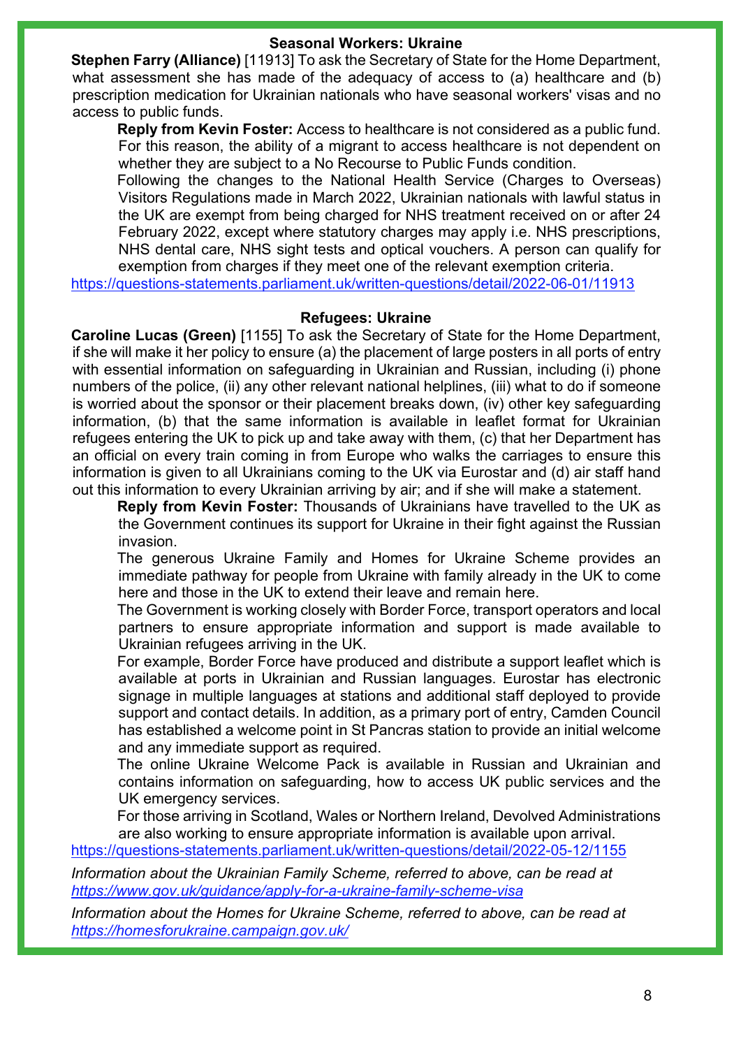### Seasonal Workers: Ukraine

**Stephen Farry (Alliance)** [11913] To ask the Secretary of State for the Home Department, what assessment she has made of the adequacy of access to (a) healthcare and (b) prescription medication for Ukrainian nationals who have seasonal workers' visas and no access to public funds.

**Reply from Kevin Foster:** Access to healthcare is not considered as a public fund. For this reason, the ability of a migrant to access healthcare is not dependent on whether they are subject to a No Recourse to Public Funds condition.

Following the changes to the National Health Service (Charges to Overseas) Visitors Regulations made in March 2022, Ukrainian nationals with lawful status in the UK are exempt from being charged for NHS treatment received on or after 24 February 2022, except where statutory charges may apply i.e. NHS prescriptions, NHS dental care, NHS sight tests and optical vouchers. A person can qualify for exemption from charges if they meet one of the relevant exemption criteria.

https://questions-statements.parliament.uk/written-questions/detail/2022-06-01/11913

### Refugees: Ukraine

**Caroline Lucas (Green)** [1155] To ask the Secretary of State for the Home Department, if she will make it her policy to ensure (a) the placement of large posters in all ports of entry with essential information on safeguarding in Ukrainian and Russian, including (i) phone numbers of the police, (ii) any other relevant national helplines, (iii) what to do if someone is worried about the sponsor or their placement breaks down, (iv) other key safeguarding information, (b) that the same information is available in leaflet format for Ukrainian refugees entering the UK to pick up and take away with them, (c) that her Department has an official on every train coming in from Europe who walks the carriages to ensure this information is given to all Ukrainians coming to the UK via Eurostar and (d) air staff hand out this information to every Ukrainian arriving by air; and if she will make a statement.

**Reply from Kevin Foster:** Thousands of Ukrainians have travelled to the UK as the Government continues its support for Ukraine in their fight against the Russian invasion.

The generous Ukraine Family and Homes for Ukraine Scheme provides an immediate pathway for people from Ukraine with family already in the UK to come here and those in the UK to extend their leave and remain here.

The Government is working closely with Border Force, transport operators and local partners to ensure appropriate information and support is made available to Ukrainian refugees arriving in the UK.

For example, Border Force have produced and distribute a support leaflet which is available at ports in Ukrainian and Russian languages. Eurostar has electronic signage in multiple languages at stations and additional staff deployed to provide support and contact details. In addition, as a primary port of entry, Camden Council has established a welcome point in St Pancras station to provide an initial welcome and any immediate support as required.

The online Ukraine Welcome Pack is available in Russian and Ukrainian and contains information on safeguarding, how to access UK public services and the UK emergency services.

For those arriving in Scotland, Wales or Northern Ireland, Devolved Administrations are also working to ensure appropriate information is available upon arrival.

https://questions-statements.parliament.uk/written-questions/detail/2022-05-12/1155

*Information about the Ukrainian Family Scheme, referred to above, can be read at https://www.gov.uk/guidance/apply-for-a-ukraine-family-scheme-visa*

*Information about the Homes for Ukraine Scheme, referred to above, can be read at https://homesforukraine.campaign.gov.uk/*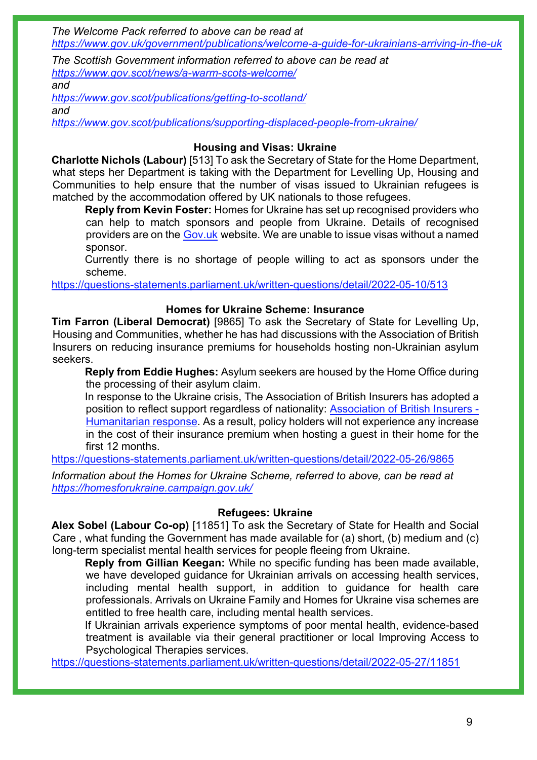*The Welcome Pack referred to above can be read at*
*https://www.gov.uk/government/publications/welcome-a-guide-for-ukrainians-arriving-in-the-uk*

*The Scottish Government information referred to above can be read at*
*https://www.gov.scot/news/a-warm-scots-welcome/*
*and*
*https://www.gov.scot/publications/getting-to-scotland/*
*and*
*https://www.gov.scot/publications/supporting-displaced-people-from-ukraine/*

### Housing and Visas: Ukraine

**Charlotte Nichols (Labour)** [513] To ask the Secretary of State for the Home Department, what steps her Department is taking with the Department for Levelling Up, Housing and Communities to help ensure that the number of visas issued to Ukrainian refugees is matched by the accommodation offered by UK nationals to those refugees.

> **Reply from Kevin Foster:** Homes for Ukraine has set up recognised providers who can help to match sponsors and people from Ukraine. Details of recognised providers are on the Gov.uk website. We are unable to issue visas without a named sponsor.
>
> Currently there is no shortage of people willing to act as sponsors under the scheme.

https://questions-statements.parliament.uk/written-questions/detail/2022-05-10/513

### Homes for Ukraine Scheme: Insurance

**Tim Farron (Liberal Democrat)** [9865] To ask the Secretary of State for Levelling Up, Housing and Communities, whether he has had discussions with the Association of British Insurers on reducing insurance premiums for households hosting non-Ukrainian asylum seekers.

> **Reply from Eddie Hughes:** Asylum seekers are housed by the Home Office during the processing of their asylum claim.
>
> In response to the Ukraine crisis, The Association of British Insurers has adopted a position to reflect support regardless of nationality: Association of British Insurers - Humanitarian response. As a result, policy holders will not experience any increase in the cost of their insurance premium when hosting a guest in their home for the first 12 months.

https://questions-statements.parliament.uk/written-questions/detail/2022-05-26/9865

*Information about the Homes for Ukraine Scheme, referred to above, can be read at*
*https://homesforukraine.campaign.gov.uk/*

### Refugees: Ukraine

**Alex Sobel (Labour Co-op)** [11851] To ask the Secretary of State for Health and Social Care , what funding the Government has made available for (a) short, (b) medium and (c) long-term specialist mental health services for people fleeing from Ukraine.

> **Reply from Gillian Keegan:** While no specific funding has been made available, we have developed guidance for Ukrainian arrivals on accessing health services, including mental health support, in addition to guidance for health care professionals. Arrivals on Ukraine Family and Homes for Ukraine visa schemes are entitled to free health care, including mental health services.
>
> If Ukrainian arrivals experience symptoms of poor mental health, evidence-based treatment is available via their general practitioner or local Improving Access to Psychological Therapies services.

https://questions-statements.parliament.uk/written-questions/detail/2022-05-27/11851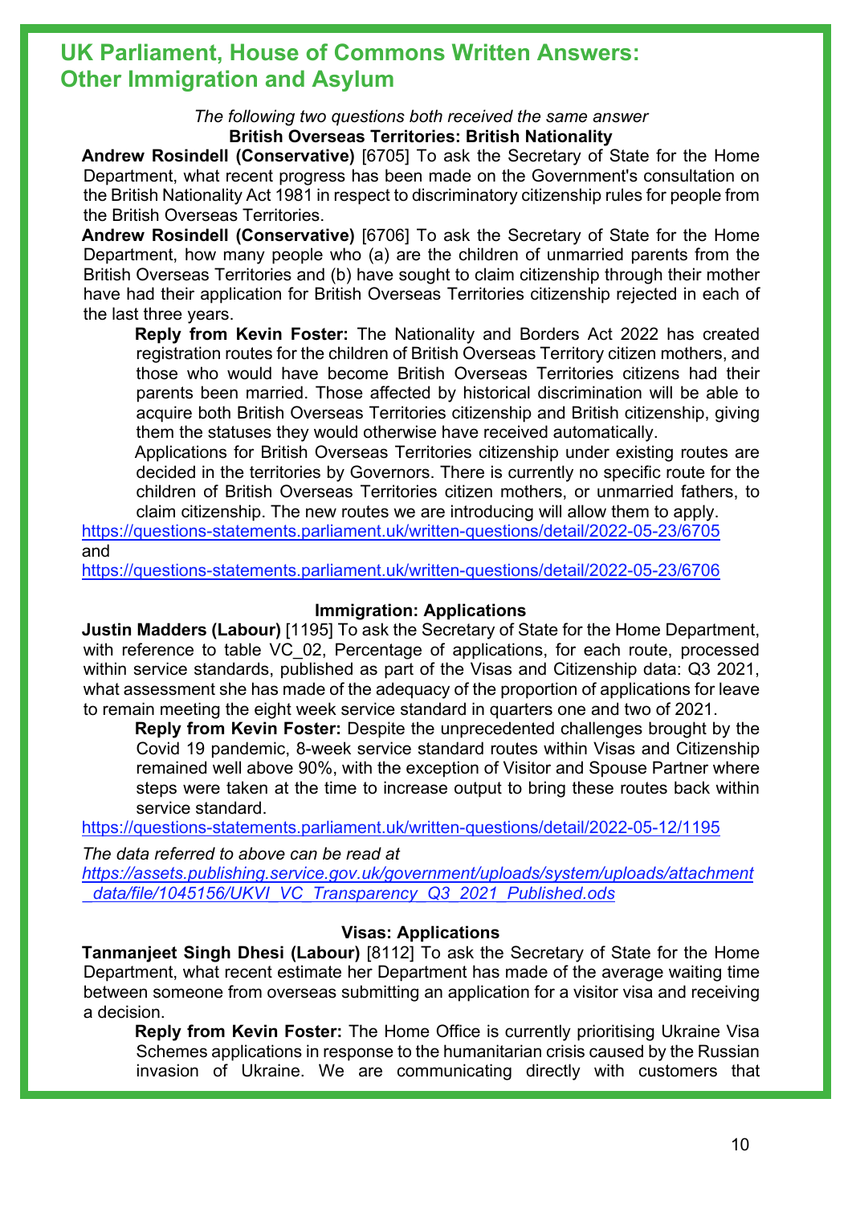## UK Parliament, House of Commons Written Answers: Other Immigration and Asylum

*The following two questions both received the same answer*

**British Overseas Territories: British Nationality**

**Andrew Rosindell (Conservative)** [6705] To ask the Secretary of State for the Home Department, what recent progress has been made on the Government's consultation on the British Nationality Act 1981 in respect to discriminatory citizenship rules for people from the British Overseas Territories.

**Andrew Rosindell (Conservative)** [6706] To ask the Secretary of State for the Home Department, how many people who (a) are the children of unmarried parents from the British Overseas Territories and (b) have sought to claim citizenship through their mother have had their application for British Overseas Territories citizenship rejected in each of the last three years.

**Reply from Kevin Foster:** The Nationality and Borders Act 2022 has created registration routes for the children of British Overseas Territory citizen mothers, and those who would have become British Overseas Territories citizens had their parents been married. Those affected by historical discrimination will be able to acquire both British Overseas Territories citizenship and British citizenship, giving them the statuses they would otherwise have received automatically.

Applications for British Overseas Territories citizenship under existing routes are decided in the territories by Governors. There is currently no specific route for the children of British Overseas Territories citizen mothers, or unmarried fathers, to claim citizenship. The new routes we are introducing will allow them to apply.

https://questions-statements.parliament.uk/written-questions/detail/2022-05-23/6705
and
https://questions-statements.parliament.uk/written-questions/detail/2022-05-23/6706

**Immigration: Applications**

**Justin Madders (Labour)** [1195] To ask the Secretary of State for the Home Department, with reference to table VC_02, Percentage of applications, for each route, processed within service standards, published as part of the Visas and Citizenship data: Q3 2021, what assessment she has made of the adequacy of the proportion of applications for leave to remain meeting the eight week service standard in quarters one and two of 2021.

**Reply from Kevin Foster:** Despite the unprecedented challenges brought by the Covid 19 pandemic, 8-week service standard routes within Visas and Citizenship remained well above 90%, with the exception of Visitor and Spouse Partner where steps were taken at the time to increase output to bring these routes back within service standard.

https://questions-statements.parliament.uk/written-questions/detail/2022-05-12/1195

*The data referred to above can be read at*
*https://assets.publishing.service.gov.uk/government/uploads/system/uploads/attachment_data/file/1045156/UKVI_VC_Transparency_Q3_2021_Published.ods*

**Visas: Applications**

**Tanmanjeet Singh Dhesi (Labour)** [8112] To ask the Secretary of State for the Home Department, what recent estimate her Department has made of the average waiting time between someone from overseas submitting an application for a visitor visa and receiving a decision.

**Reply from Kevin Foster:** The Home Office is currently prioritising Ukraine Visa Schemes applications in response to the humanitarian crisis caused by the Russian invasion of Ukraine. We are communicating directly with customers that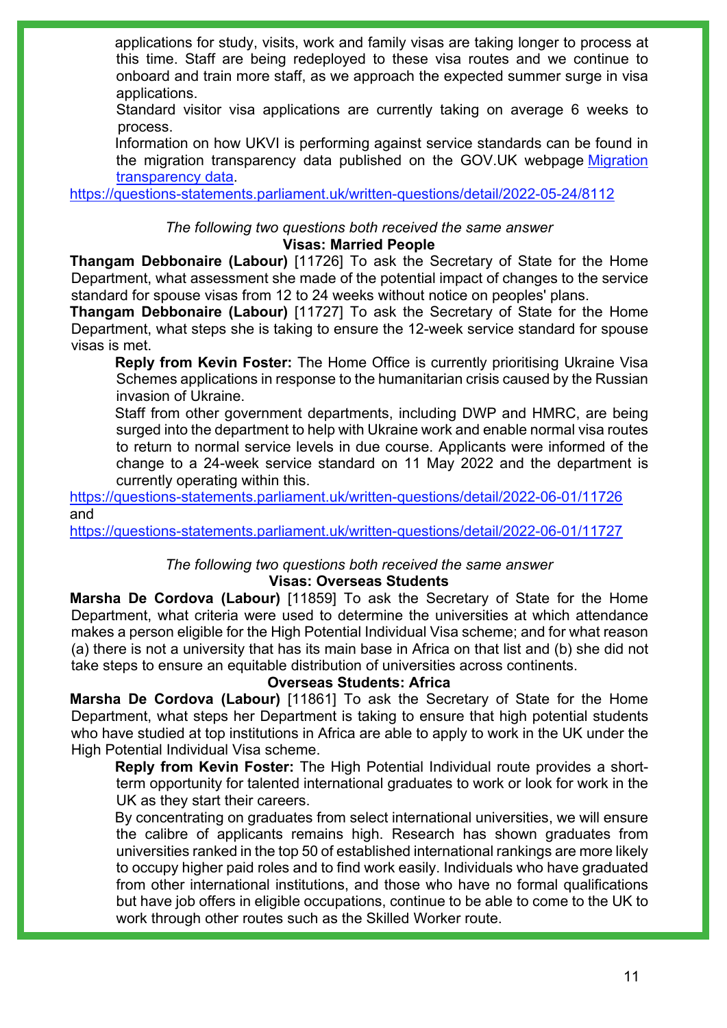applications for study, visits, work and family visas are taking longer to process at this time. Staff are being redeployed to these visa routes and we continue to onboard and train more staff, as we approach the expected summer surge in visa applications.

Standard visitor visa applications are currently taking on average 6 weeks to process.

Information on how UKVI is performing against service standards can be found in the migration transparency data published on the GOV.UK webpage [Migration transparency data](Migration transparency data).

https://questions-statements.parliament.uk/written-questions/detail/2022-05-24/8112

*The following two questions both received the same answer*

**Visas: Married People**

**Thangam Debbonaire (Labour)** [11726] To ask the Secretary of State for the Home Department, what assessment she made of the potential impact of changes to the service standard for spouse visas from 12 to 24 weeks without notice on peoples' plans.

**Thangam Debbonaire (Labour)** [11727] To ask the Secretary of State for the Home Department, what steps she is taking to ensure the 12-week service standard for spouse visas is met.

**Reply from Kevin Foster:** The Home Office is currently prioritising Ukraine Visa Schemes applications in response to the humanitarian crisis caused by the Russian invasion of Ukraine.

Staff from other government departments, including DWP and HMRC, are being surged into the department to help with Ukraine work and enable normal visa routes to return to normal service levels in due course. Applicants were informed of the change to a 24-week service standard on 11 May 2022 and the department is currently operating within this.

https://questions-statements.parliament.uk/written-questions/detail/2022-06-01/11726 and
https://questions-statements.parliament.uk/written-questions/detail/2022-06-01/11727

*The following two questions both received the same answer*

**Visas: Overseas Students**

**Marsha De Cordova (Labour)** [11859] To ask the Secretary of State for the Home Department, what criteria were used to determine the universities at which attendance makes a person eligible for the High Potential Individual Visa scheme; and for what reason (a) there is not a university that has its main base in Africa on that list and (b) she did not take steps to ensure an equitable distribution of universities across continents.

**Overseas Students: Africa**

**Marsha De Cordova (Labour)** [11861] To ask the Secretary of State for the Home Department, what steps her Department is taking to ensure that high potential students who have studied at top institutions in Africa are able to apply to work in the UK under the High Potential Individual Visa scheme.

**Reply from Kevin Foster:** The High Potential Individual route provides a short-term opportunity for talented international graduates to work or look for work in the UK as they start their careers.

By concentrating on graduates from select international universities, we will ensure the calibre of applicants remains high. Research has shown graduates from universities ranked in the top 50 of established international rankings are more likely to occupy higher paid roles and to find work easily. Individuals who have graduated from other international institutions, and those who have no formal qualifications but have job offers in eligible occupations, continue to be able to come to the UK to work through other routes such as the Skilled Worker route.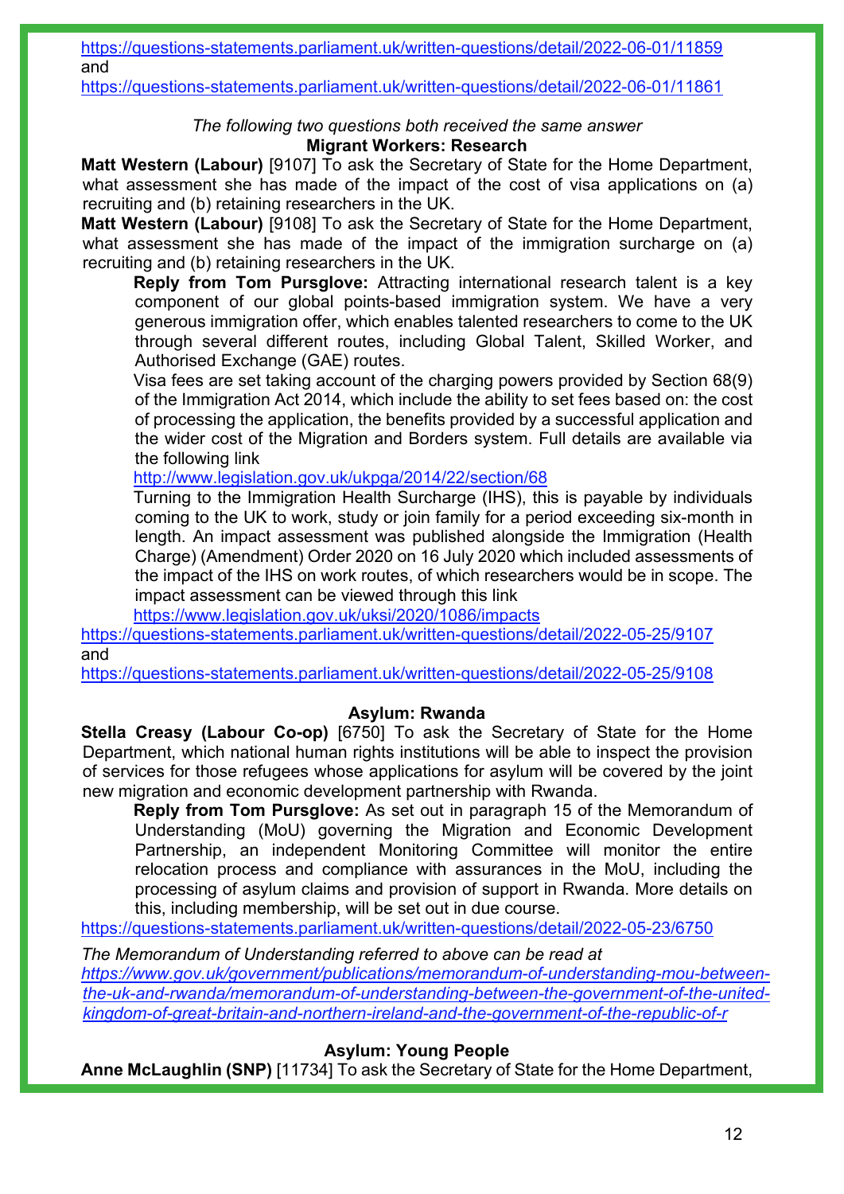https://questions-statements.parliament.uk/written-questions/detail/2022-06-01/11859
and
https://questions-statements.parliament.uk/written-questions/detail/2022-06-01/11861

*The following two questions both received the same answer*

### Migrant Workers: Research

**Matt Western (Labour)** [9107] To ask the Secretary of State for the Home Department, what assessment she has made of the impact of the cost of visa applications on (a) recruiting and (b) retaining researchers in the UK.

**Matt Western (Labour)** [9108] To ask the Secretary of State for the Home Department, what assessment she has made of the impact of the immigration surcharge on (a) recruiting and (b) retaining researchers in the UK.

**Reply from Tom Pursglove:** Attracting international research talent is a key component of our global points-based immigration system. We have a very generous immigration offer, which enables talented researchers to come to the UK through several different routes, including Global Talent, Skilled Worker, and Authorised Exchange (GAE) routes.

Visa fees are set taking account of the charging powers provided by Section 68(9) of the Immigration Act 2014, which include the ability to set fees based on: the cost of processing the application, the benefits provided by a successful application and the wider cost of the Migration and Borders system. Full details are available via the following link

http://www.legislation.gov.uk/ukpga/2014/22/section/68

Turning to the Immigration Health Surcharge (IHS), this is payable by individuals coming to the UK to work, study or join family for a period exceeding six-month in length. An impact assessment was published alongside the Immigration (Health Charge) (Amendment) Order 2020 on 16 July 2020 which included assessments of the impact of the IHS on work routes, of which researchers would be in scope. The impact assessment can be viewed through this link

https://www.legislation.gov.uk/uksi/2020/1086/impacts

https://questions-statements.parliament.uk/written-questions/detail/2022-05-25/9107
and
https://questions-statements.parliament.uk/written-questions/detail/2022-05-25/9108

### Asylum: Rwanda

**Stella Creasy (Labour Co-op)** [6750] To ask the Secretary of State for the Home Department, which national human rights institutions will be able to inspect the provision of services for those refugees whose applications for asylum will be covered by the joint new migration and economic development partnership with Rwanda.

**Reply from Tom Pursglove:** As set out in paragraph 15 of the Memorandum of Understanding (MoU) governing the Migration and Economic Development Partnership, an independent Monitoring Committee will monitor the entire relocation process and compliance with assurances in the MoU, including the processing of asylum claims and provision of support in Rwanda. More details on this, including membership, will be set out in due course.

https://questions-statements.parliament.uk/written-questions/detail/2022-05-23/6750

*The Memorandum of Understanding referred to above can be read at*
*https://www.gov.uk/government/publications/memorandum-of-understanding-mou-between-the-uk-and-rwanda/memorandum-of-understanding-between-the-government-of-the-united-kingdom-of-great-britain-and-northern-ireland-and-the-government-of-the-republic-of-r*

### Asylum: Young People

**Anne McLaughlin (SNP)** [11734] To ask the Secretary of State for the Home Department,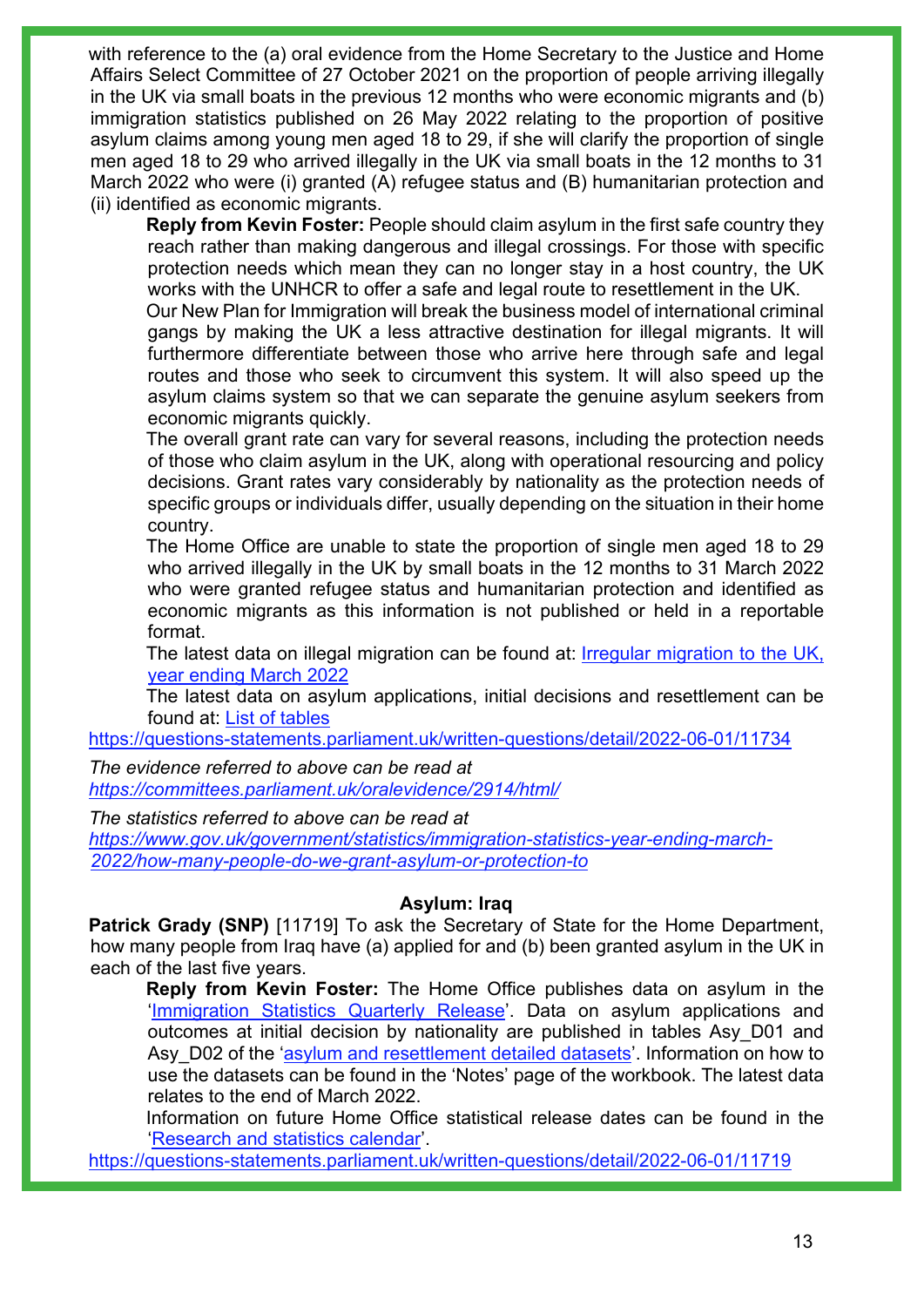with reference to the (a) oral evidence from the Home Secretary to the Justice and Home Affairs Select Committee of 27 October 2021 on the proportion of people arriving illegally in the UK via small boats in the previous 12 months who were economic migrants and (b) immigration statistics published on 26 May 2022 relating to the proportion of positive asylum claims among young men aged 18 to 29, if she will clarify the proportion of single men aged 18 to 29 who arrived illegally in the UK via small boats in the 12 months to 31 March 2022 who were (i) granted (A) refugee status and (B) humanitarian protection and (ii) identified as economic migrants.

**Reply from Kevin Foster:** People should claim asylum in the first safe country they reach rather than making dangerous and illegal crossings. For those with specific protection needs which mean they can no longer stay in a host country, the UK works with the UNHCR to offer a safe and legal route to resettlement in the UK.

Our New Plan for Immigration will break the business model of international criminal gangs by making the UK a less attractive destination for illegal migrants. It will furthermore differentiate between those who arrive here through safe and legal routes and those who seek to circumvent this system. It will also speed up the asylum claims system so that we can separate the genuine asylum seekers from economic migrants quickly.

The overall grant rate can vary for several reasons, including the protection needs of those who claim asylum in the UK, along with operational resourcing and policy decisions. Grant rates vary considerably by nationality as the protection needs of specific groups or individuals differ, usually depending on the situation in their home country.

The Home Office are unable to state the proportion of single men aged 18 to 29 who arrived illegally in the UK by small boats in the 12 months to 31 March 2022 who were granted refugee status and humanitarian protection and identified as economic migrants as this information is not published or held in a reportable format.

The latest data on illegal migration can be found at: Irregular migration to the UK, year ending March 2022

The latest data on asylum applications, initial decisions and resettlement can be found at: List of tables

https://questions-statements.parliament.uk/written-questions/detail/2022-06-01/11734

*The evidence referred to above can be read at*
*https://committees.parliament.uk/oralevidence/2914/html/*

*The statistics referred to above can be read at*
*https://www.gov.uk/government/statistics/immigration-statistics-year-ending-march-2022/how-many-people-do-we-grant-asylum-or-protection-to*

### Asylum: Iraq

**Patrick Grady (SNP)** [11719] To ask the Secretary of State for the Home Department, how many people from Iraq have (a) applied for and (b) been granted asylum in the UK in each of the last five years.

**Reply from Kevin Foster:** The Home Office publishes data on asylum in the 'Immigration Statistics Quarterly Release'. Data on asylum applications and outcomes at initial decision by nationality are published in tables Asy_D01 and Asy_D02 of the 'asylum and resettlement detailed datasets'. Information on how to use the datasets can be found in the 'Notes' page of the workbook. The latest data relates to the end of March 2022.

Information on future Home Office statistical release dates can be found in the 'Research and statistics calendar'.

https://questions-statements.parliament.uk/written-questions/detail/2022-06-01/11719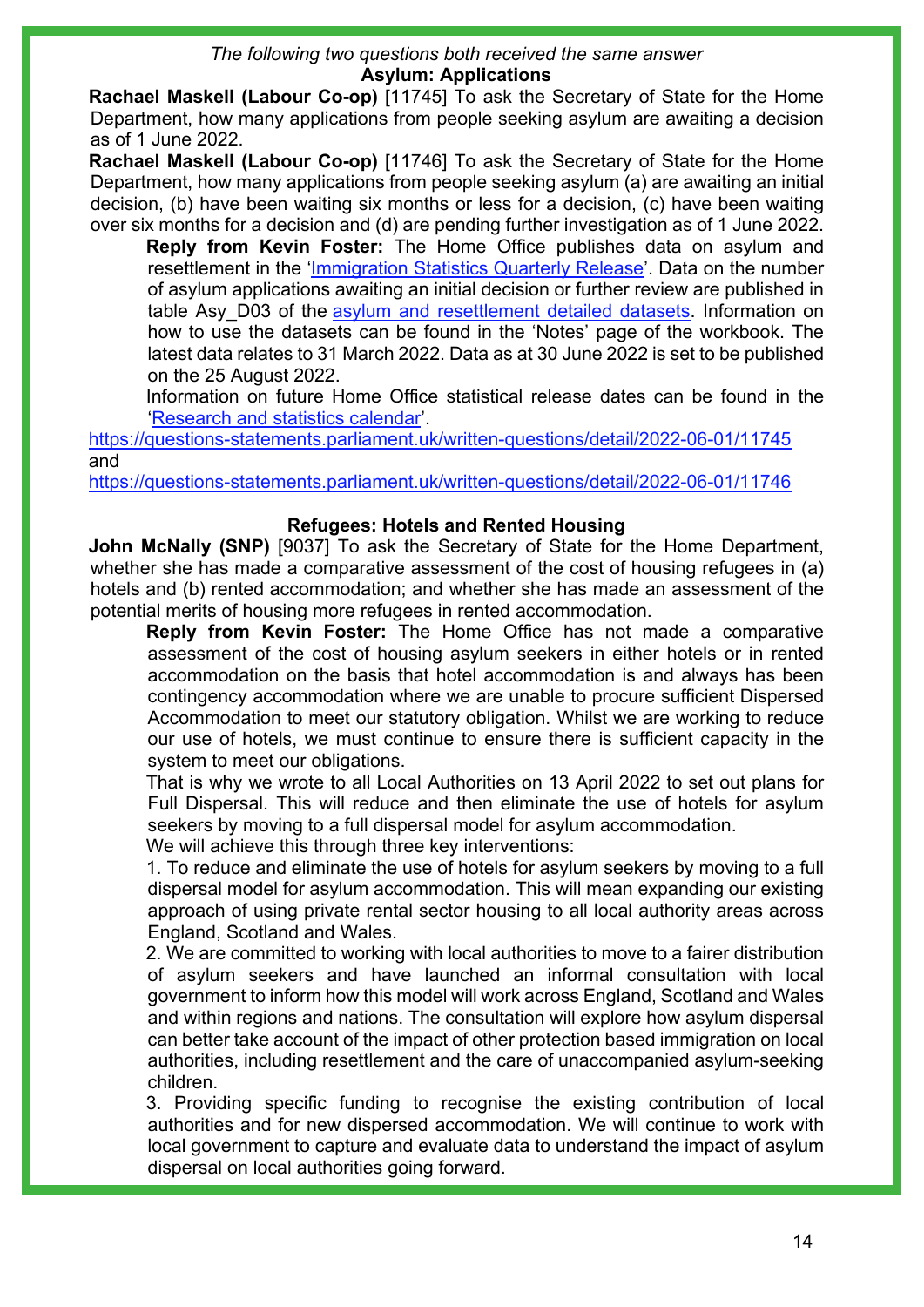*The following two questions both received the same answer*

**Asylum: Applications**

**Rachael Maskell (Labour Co-op)** [11745] To ask the Secretary of State for the Home Department, how many applications from people seeking asylum are awaiting a decision as of 1 June 2022.

**Rachael Maskell (Labour Co-op)** [11746] To ask the Secretary of State for the Home Department, how many applications from people seeking asylum (a) are awaiting an initial decision, (b) have been waiting six months or less for a decision, (c) have been waiting over six months for a decision and (d) are pending further investigation as of 1 June 2022.

> **Reply from Kevin Foster:** The Home Office publishes data on asylum and resettlement in the 'Immigration Statistics Quarterly Release'. Data on the number of asylum applications awaiting an initial decision or further review are published in table Asy_D03 of the asylum and resettlement detailed datasets. Information on how to use the datasets can be found in the 'Notes' page of the workbook. The latest data relates to 31 March 2022. Data as at 30 June 2022 is set to be published on the 25 August 2022.
>
> Information on future Home Office statistical release dates can be found in the 'Research and statistics calendar'.

https://questions-statements.parliament.uk/written-questions/detail/2022-06-01/11745 and https://questions-statements.parliament.uk/written-questions/detail/2022-06-01/11746

**Refugees: Hotels and Rented Housing**

**John McNally (SNP)** [9037] To ask the Secretary of State for the Home Department, whether she has made a comparative assessment of the cost of housing refugees in (a) hotels and (b) rented accommodation; and whether she has made an assessment of the potential merits of housing more refugees in rented accommodation.

> **Reply from Kevin Foster:** The Home Office has not made a comparative assessment of the cost of housing asylum seekers in either hotels or in rented accommodation on the basis that hotel accommodation is and always has been contingency accommodation where we are unable to procure sufficient Dispersed Accommodation to meet our statutory obligation. Whilst we are working to reduce our use of hotels, we must continue to ensure there is sufficient capacity in the system to meet our obligations.
>
> That is why we wrote to all Local Authorities on 13 April 2022 to set out plans for Full Dispersal. This will reduce and then eliminate the use of hotels for asylum seekers by moving to a full dispersal model for asylum accommodation.
>
> We will achieve this through three key interventions:
>
> 1. To reduce and eliminate the use of hotels for asylum seekers by moving to a full dispersal model for asylum accommodation. This will mean expanding our existing approach of using private rental sector housing to all local authority areas across England, Scotland and Wales.
> 2. We are committed to working with local authorities to move to a fairer distribution of asylum seekers and have launched an informal consultation with local government to inform how this model will work across England, Scotland and Wales and within regions and nations. The consultation will explore how asylum dispersal can better take account of the impact of other protection based immigration on local authorities, including resettlement and the care of unaccompanied asylum-seeking children.
> 3. Providing specific funding to recognise the existing contribution of local authorities and for new dispersed accommodation. We will continue to work with local government to capture and evaluate data to understand the impact of asylum dispersal on local authorities going forward.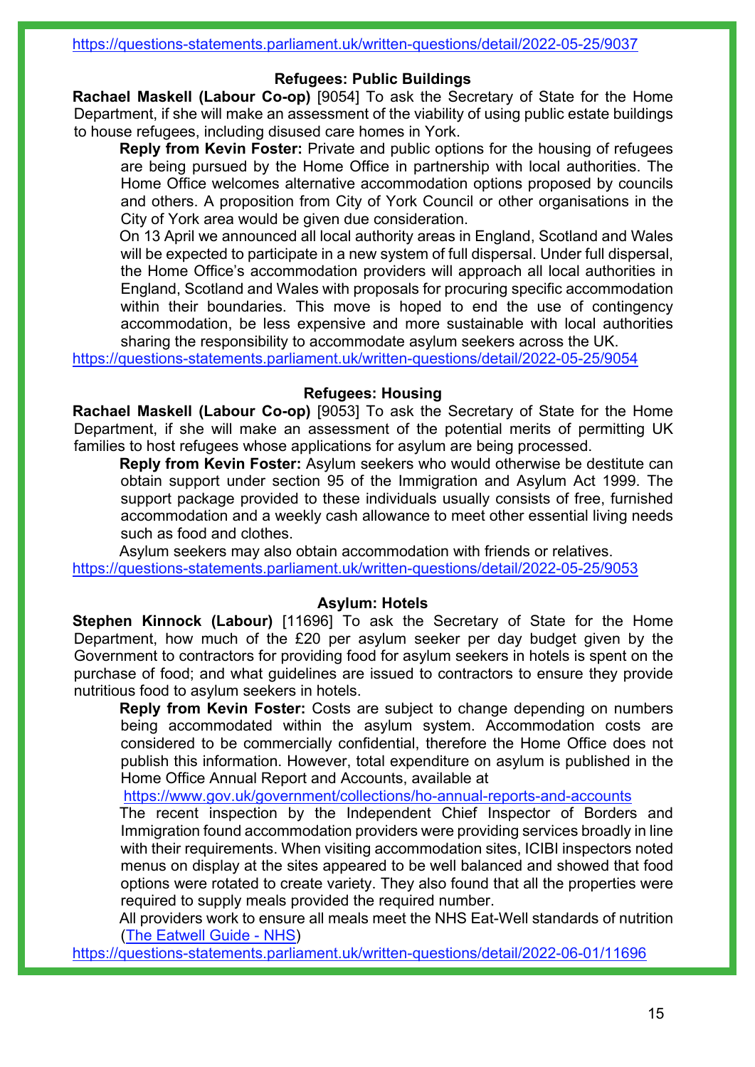https://questions-statements.parliament.uk/written-questions/detail/2022-05-25/9037

### Refugees: Public Buildings

**Rachael Maskell (Labour Co-op)** [9054] To ask the Secretary of State for the Home Department, if she will make an assessment of the viability of using public estate buildings to house refugees, including disused care homes in York.

> **Reply from Kevin Foster:** Private and public options for the housing of refugees are being pursued by the Home Office in partnership with local authorities. The Home Office welcomes alternative accommodation options proposed by councils and others. A proposition from City of York Council or other organisations in the City of York area would be given due consideration.
>
> On 13 April we announced all local authority areas in England, Scotland and Wales will be expected to participate in a new system of full dispersal. Under full dispersal, the Home Office's accommodation providers will approach all local authorities in England, Scotland and Wales with proposals for procuring specific accommodation within their boundaries. This move is hoped to end the use of contingency accommodation, be less expensive and more sustainable with local authorities sharing the responsibility to accommodate asylum seekers across the UK.

https://questions-statements.parliament.uk/written-questions/detail/2022-05-25/9054

### Refugees: Housing

**Rachael Maskell (Labour Co-op)** [9053] To ask the Secretary of State for the Home Department, if she will make an assessment of the potential merits of permitting UK families to host refugees whose applications for asylum are being processed.

> **Reply from Kevin Foster:** Asylum seekers who would otherwise be destitute can obtain support under section 95 of the Immigration and Asylum Act 1999. The support package provided to these individuals usually consists of free, furnished accommodation and a weekly cash allowance to meet other essential living needs such as food and clothes.
>
> Asylum seekers may also obtain accommodation with friends or relatives.

https://questions-statements.parliament.uk/written-questions/detail/2022-05-25/9053

### Asylum: Hotels

**Stephen Kinnock (Labour)** [11696] To ask the Secretary of State for the Home Department, how much of the £20 per asylum seeker per day budget given by the Government to contractors for providing food for asylum seekers in hotels is spent on the purchase of food; and what guidelines are issued to contractors to ensure they provide nutritious food to asylum seekers in hotels.

> **Reply from Kevin Foster:** Costs are subject to change depending on numbers being accommodated within the asylum system. Accommodation costs are considered to be commercially confidential, therefore the Home Office does not publish this information. However, total expenditure on asylum is published in the Home Office Annual Report and Accounts, available at
>
> https://www.gov.uk/government/collections/ho-annual-reports-and-accounts
>
> The recent inspection by the Independent Chief Inspector of Borders and Immigration found accommodation providers were providing services broadly in line with their requirements. When visiting accommodation sites, ICIBI inspectors noted menus on display at the sites appeared to be well balanced and showed that food options were rotated to create variety. They also found that all the properties were required to supply meals provided the required number.
>
> All providers work to ensure all meals meet the NHS Eat-Well standards of nutrition (The Eatwell Guide - NHS)

https://questions-statements.parliament.uk/written-questions/detail/2022-06-01/11696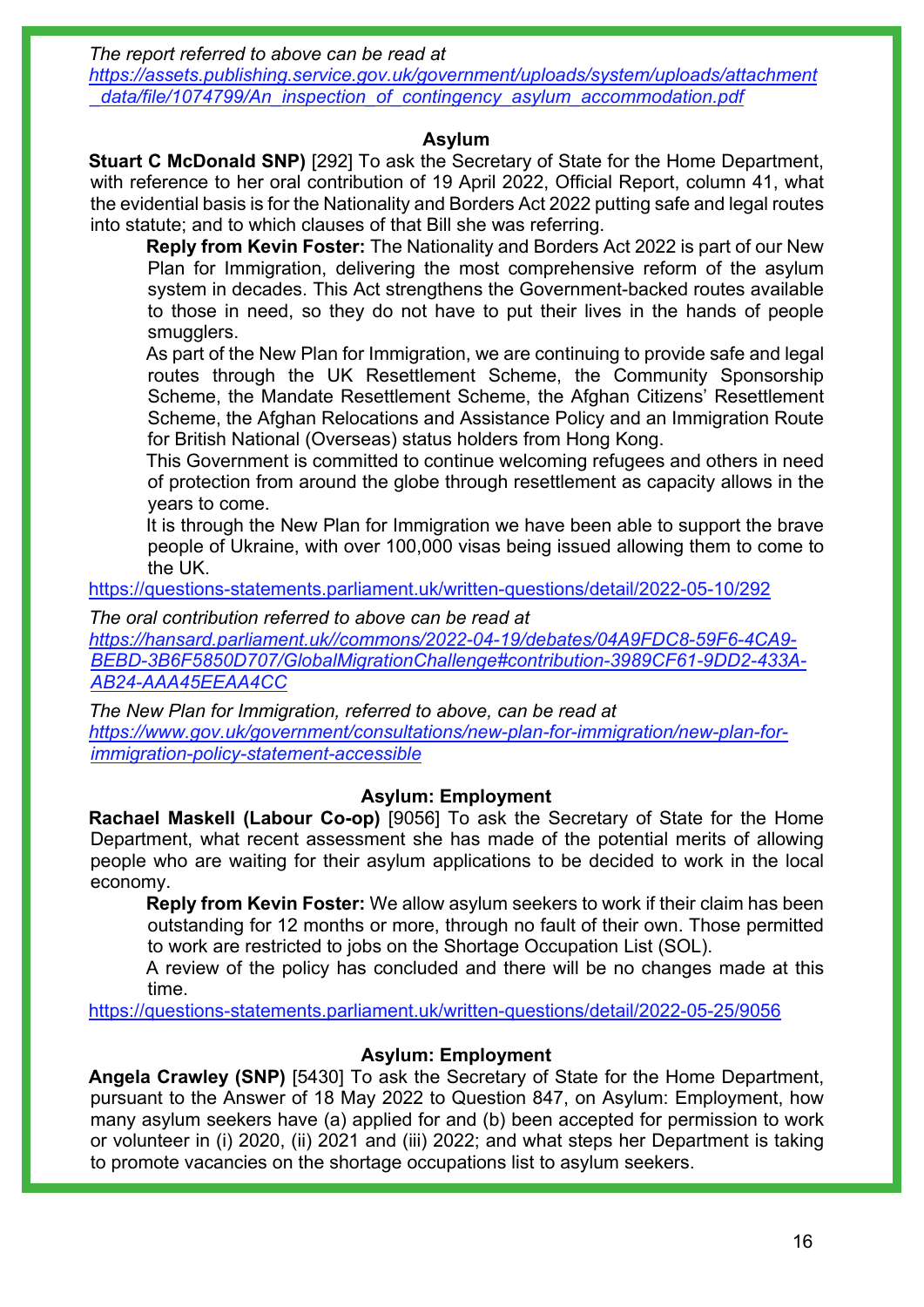*The report referred to above can be read at* *https://assets.publishing.service.gov.uk/government/uploads/system/uploads/attachment_data/file/1074799/An_inspection_of_contingency_asylum_accommodation.pdf*

### Asylum

**Stuart C McDonald SNP)** [292] To ask the Secretary of State for the Home Department, with reference to her oral contribution of 19 April 2022, Official Report, column 41, what the evidential basis is for the Nationality and Borders Act 2022 putting safe and legal routes into statute; and to which clauses of that Bill she was referring.

**Reply from Kevin Foster:** The Nationality and Borders Act 2022 is part of our New Plan for Immigration, delivering the most comprehensive reform of the asylum system in decades. This Act strengthens the Government-backed routes available to those in need, so they do not have to put their lives in the hands of people smugglers.

As part of the New Plan for Immigration, we are continuing to provide safe and legal routes through the UK Resettlement Scheme, the Community Sponsorship Scheme, the Mandate Resettlement Scheme, the Afghan Citizens' Resettlement Scheme, the Afghan Relocations and Assistance Policy and an Immigration Route for British National (Overseas) status holders from Hong Kong.

This Government is committed to continue welcoming refugees and others in need of protection from around the globe through resettlement as capacity allows in the years to come.

It is through the New Plan for Immigration we have been able to support the brave people of Ukraine, with over 100,000 visas being issued allowing them to come to the UK.

https://questions-statements.parliament.uk/written-questions/detail/2022-05-10/292

*The oral contribution referred to above can be read at* *https://hansard.parliament.uk//commons/2022-04-19/debates/04A9FDC8-59F6-4CA9-BEBD-3B6F5850D707/GlobalMigrationChallenge#contribution-3989CF61-9DD2-433A-AB24-AAA45EEAA4CC*

*The New Plan for Immigration, referred to above, can be read at* *https://www.gov.uk/government/consultations/new-plan-for-immigration/new-plan-for-immigration-policy-statement-accessible*

### Asylum: Employment

**Rachael Maskell (Labour Co-op)** [9056] To ask the Secretary of State for the Home Department, what recent assessment she has made of the potential merits of allowing people who are waiting for their asylum applications to be decided to work in the local economy.

**Reply from Kevin Foster:** We allow asylum seekers to work if their claim has been outstanding for 12 months or more, through no fault of their own. Those permitted to work are restricted to jobs on the Shortage Occupation List (SOL).

A review of the policy has concluded and there will be no changes made at this time.

https://questions-statements.parliament.uk/written-questions/detail/2022-05-25/9056

### Asylum: Employment

**Angela Crawley (SNP)** [5430] To ask the Secretary of State for the Home Department, pursuant to the Answer of 18 May 2022 to Question 847, on Asylum: Employment, how many asylum seekers have (a) applied for and (b) been accepted for permission to work or volunteer in (i) 2020, (ii) 2021 and (iii) 2022; and what steps her Department is taking to promote vacancies on the shortage occupations list to asylum seekers.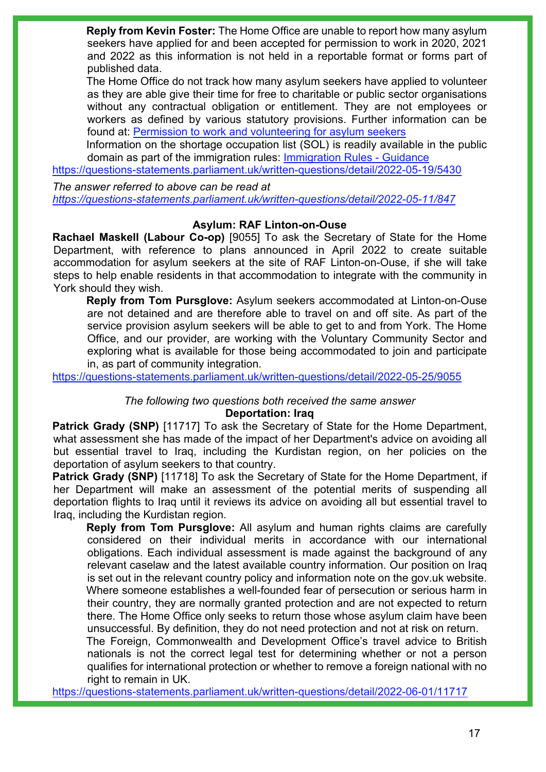**Reply from Kevin Foster:** The Home Office are unable to report how many asylum seekers have applied for and been accepted for permission to work in 2020, 2021 and 2022 as this information is not held in a reportable format or forms part of published data.

The Home Office do not track how many asylum seekers have applied to volunteer as they are able give their time for free to charitable or public sector organisations without any contractual obligation or entitlement. They are not employees or workers as defined by various statutory provisions. Further information can be found at: Permission to work and volunteering for asylum seekers

Information on the shortage occupation list (SOL) is readily available in the public domain as part of the immigration rules: Immigration Rules - Guidance

https://questions-statements.parliament.uk/written-questions/detail/2022-05-19/5430

*The answer referred to above can be read at https://questions-statements.parliament.uk/written-questions/detail/2022-05-11/847*

**Asylum: RAF Linton-on-Ouse**

**Rachael Maskell (Labour Co-op)** [9055] To ask the Secretary of State for the Home Department, with reference to plans announced in April 2022 to create suitable accommodation for asylum seekers at the site of RAF Linton-on-Ouse, if she will take steps to help enable residents in that accommodation to integrate with the community in York should they wish.

**Reply from Tom Pursglove:** Asylum seekers accommodated at Linton-on-Ouse are not detained and are therefore able to travel on and off site. As part of the service provision asylum seekers will be able to get to and from York. The Home Office, and our provider, are working with the Voluntary Community Sector and exploring what is available for those being accommodated to join and participate in, as part of community integration.

https://questions-statements.parliament.uk/written-questions/detail/2022-05-25/9055

*The following two questions both received the same answer*

**Deportation: Iraq**

**Patrick Grady (SNP)** [11717] To ask the Secretary of State for the Home Department, what assessment she has made of the impact of her Department's advice on avoiding all but essential travel to Iraq, including the Kurdistan region, on her policies on the deportation of asylum seekers to that country.

**Patrick Grady (SNP)** [11718] To ask the Secretary of State for the Home Department, if her Department will make an assessment of the potential merits of suspending all deportation flights to Iraq until it reviews its advice on avoiding all but essential travel to Iraq, including the Kurdistan region.

**Reply from Tom Pursglove:** All asylum and human rights claims are carefully considered on their individual merits in accordance with our international obligations. Each individual assessment is made against the background of any relevant caselaw and the latest available country information. Our position on Iraq is set out in the relevant country policy and information note on the gov.uk website.

Where someone establishes a well-founded fear of persecution or serious harm in their country, they are normally granted protection and are not expected to return there. The Home Office only seeks to return those whose asylum claim have been unsuccessful. By definition, they do not need protection and not at risk on return.

The Foreign, Commonwealth and Development Office's travel advice to British nationals is not the correct legal test for determining whether or not a person qualifies for international protection or whether to remove a foreign national with no right to remain in UK.

https://questions-statements.parliament.uk/written-questions/detail/2022-06-01/11717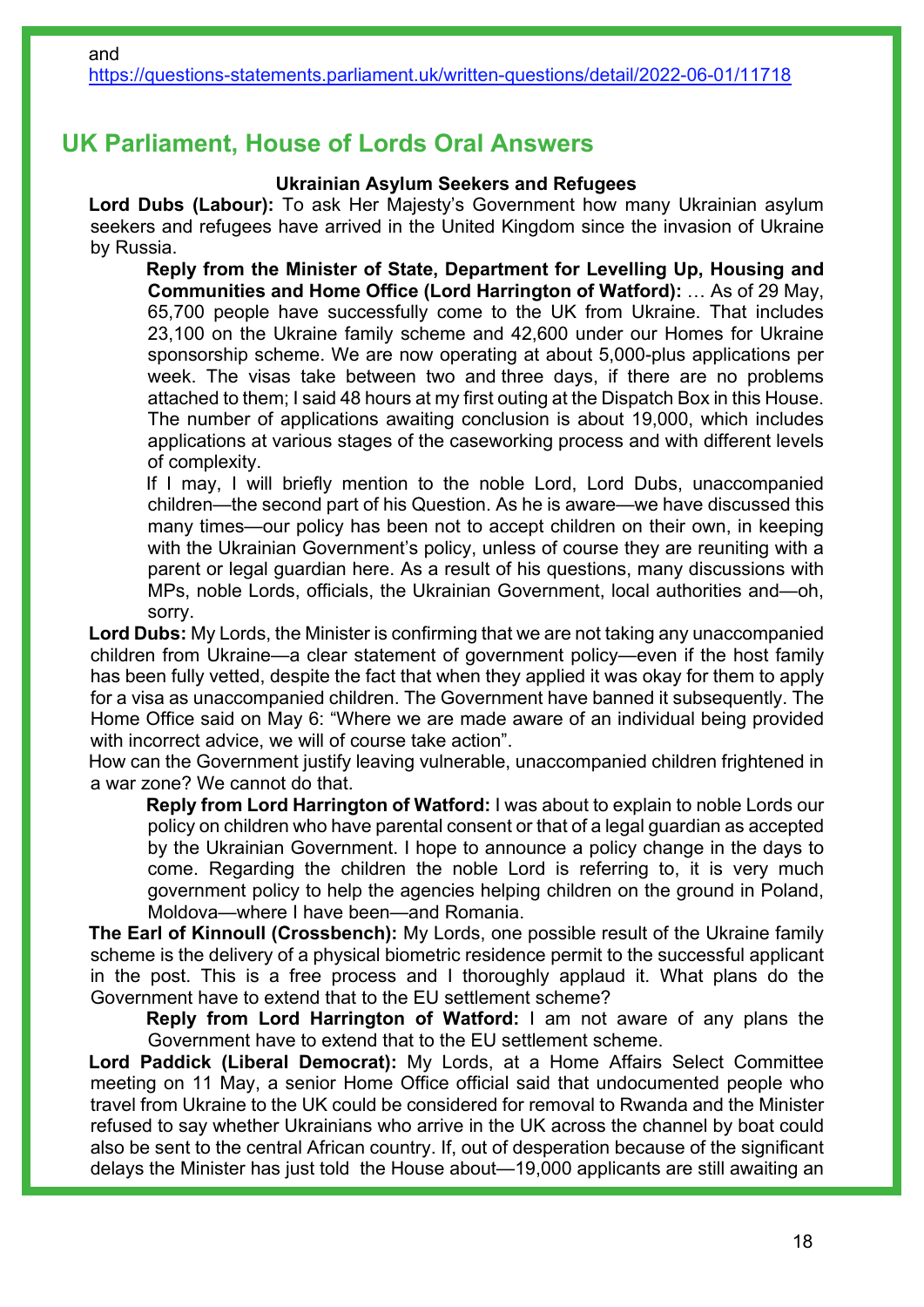and
https://questions-statements.parliament.uk/written-questions/detail/2022-06-01/11718

## UK Parliament, House of Lords Oral Answers

**Ukrainian Asylum Seekers and Refugees**

**Lord Dubs (Labour):** To ask Her Majesty's Government how many Ukrainian asylum seekers and refugees have arrived in the United Kingdom since the invasion of Ukraine by Russia.

> **Reply from the Minister of State, Department for Levelling Up, Housing and Communities and Home Office (Lord Harrington of Watford):** … As of 29 May, 65,700 people have successfully come to the UK from Ukraine. That includes 23,100 on the Ukraine family scheme and 42,600 under our Homes for Ukraine sponsorship scheme. We are now operating at about 5,000-plus applications per week. The visas take between two and three days, if there are no problems attached to them; I said 48 hours at my first outing at the Dispatch Box in this House. The number of applications awaiting conclusion is about 19,000, which includes applications at various stages of the caseworking process and with different levels of complexity.
>
> If I may, I will briefly mention to the noble Lord, Lord Dubs, unaccompanied children—the second part of his Question. As he is aware—we have discussed this many times—our policy has been not to accept children on their own, in keeping with the Ukrainian Government's policy, unless of course they are reuniting with a parent or legal guardian here. As a result of his questions, many discussions with MPs, noble Lords, officials, the Ukrainian Government, local authorities and—oh, sorry.

**Lord Dubs:** My Lords, the Minister is confirming that we are not taking any unaccompanied children from Ukraine—a clear statement of government policy—even if the host family has been fully vetted, despite the fact that when they applied it was okay for them to apply for a visa as unaccompanied children. The Government have banned it subsequently. The Home Office said on May 6: "Where we are made aware of an individual being provided with incorrect advice, we will of course take action".

How can the Government justify leaving vulnerable, unaccompanied children frightened in a war zone? We cannot do that.

> **Reply from Lord Harrington of Watford:** I was about to explain to noble Lords our policy on children who have parental consent or that of a legal guardian as accepted by the Ukrainian Government. I hope to announce a policy change in the days to come. Regarding the children the noble Lord is referring to, it is very much government policy to help the agencies helping children on the ground in Poland, Moldova—where I have been—and Romania.

**The Earl of Kinnoull (Crossbench):** My Lords, one possible result of the Ukraine family scheme is the delivery of a physical biometric residence permit to the successful applicant in the post. This is a free process and I thoroughly applaud it. What plans do the Government have to extend that to the EU settlement scheme?

> **Reply from Lord Harrington of Watford:** I am not aware of any plans the Government have to extend that to the EU settlement scheme.

**Lord Paddick (Liberal Democrat):** My Lords, at a Home Affairs Select Committee meeting on 11 May, a senior Home Office official said that undocumented people who travel from Ukraine to the UK could be considered for removal to Rwanda and the Minister refused to say whether Ukrainians who arrive in the UK across the channel by boat could also be sent to the central African country. If, out of desperation because of the significant delays the Minister has just told the House about—19,000 applicants are still awaiting an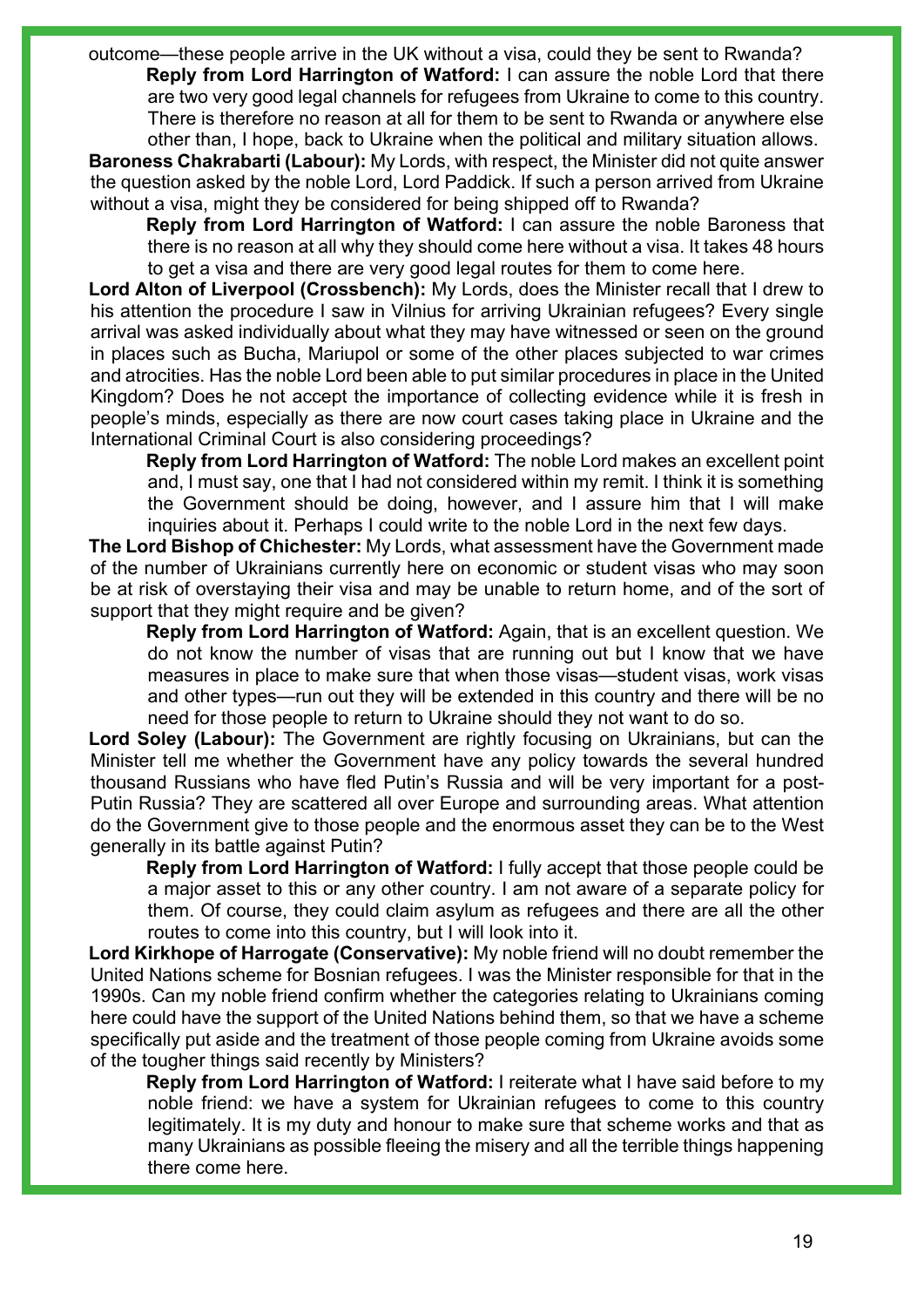outcome—these people arrive in the UK without a visa, could they be sent to Rwanda?

**Reply from Lord Harrington of Watford:** I can assure the noble Lord that there are two very good legal channels for refugees from Ukraine to come to this country. There is therefore no reason at all for them to be sent to Rwanda or anywhere else other than, I hope, back to Ukraine when the political and military situation allows.

**Baroness Chakrabarti (Labour):** My Lords, with respect, the Minister did not quite answer the question asked by the noble Lord, Lord Paddick. If such a person arrived from Ukraine without a visa, might they be considered for being shipped off to Rwanda?

**Reply from Lord Harrington of Watford:** I can assure the noble Baroness that there is no reason at all why they should come here without a visa. It takes 48 hours to get a visa and there are very good legal routes for them to come here.

**Lord Alton of Liverpool (Crossbench):** My Lords, does the Minister recall that I drew to his attention the procedure I saw in Vilnius for arriving Ukrainian refugees? Every single arrival was asked individually about what they may have witnessed or seen on the ground in places such as Bucha, Mariupol or some of the other places subjected to war crimes and atrocities. Has the noble Lord been able to put similar procedures in place in the United Kingdom? Does he not accept the importance of collecting evidence while it is fresh in people's minds, especially as there are now court cases taking place in Ukraine and the International Criminal Court is also considering proceedings?

**Reply from Lord Harrington of Watford:** The noble Lord makes an excellent point and, I must say, one that I had not considered within my remit. I think it is something the Government should be doing, however, and I assure him that I will make inquiries about it. Perhaps I could write to the noble Lord in the next few days.

**The Lord Bishop of Chichester:** My Lords, what assessment have the Government made of the number of Ukrainians currently here on economic or student visas who may soon be at risk of overstaying their visa and may be unable to return home, and of the sort of support that they might require and be given?

**Reply from Lord Harrington of Watford:** Again, that is an excellent question. We do not know the number of visas that are running out but I know that we have measures in place to make sure that when those visas—student visas, work visas and other types—run out they will be extended in this country and there will be no need for those people to return to Ukraine should they not want to do so.

**Lord Soley (Labour):** The Government are rightly focusing on Ukrainians, but can the Minister tell me whether the Government have any policy towards the several hundred thousand Russians who have fled Putin's Russia and will be very important for a post-Putin Russia? They are scattered all over Europe and surrounding areas. What attention do the Government give to those people and the enormous asset they can be to the West generally in its battle against Putin?

**Reply from Lord Harrington of Watford:** I fully accept that those people could be a major asset to this or any other country. I am not aware of a separate policy for them. Of course, they could claim asylum as refugees and there are all the other routes to come into this country, but I will look into it.

**Lord Kirkhope of Harrogate (Conservative):** My noble friend will no doubt remember the United Nations scheme for Bosnian refugees. I was the Minister responsible for that in the 1990s. Can my noble friend confirm whether the categories relating to Ukrainians coming here could have the support of the United Nations behind them, so that we have a scheme specifically put aside and the treatment of those people coming from Ukraine avoids some of the tougher things said recently by Ministers?

**Reply from Lord Harrington of Watford:** I reiterate what I have said before to my noble friend: we have a system for Ukrainian refugees to come to this country legitimately. It is my duty and honour to make sure that scheme works and that as many Ukrainians as possible fleeing the misery and all the terrible things happening there come here.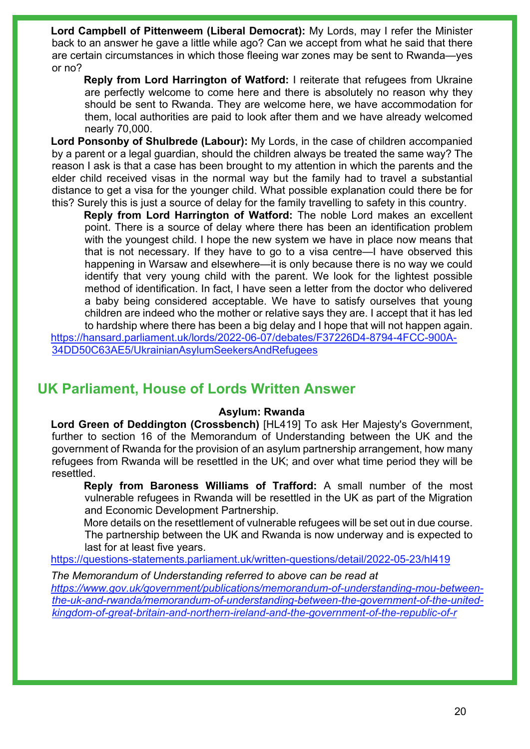**Lord Campbell of Pittenweem (Liberal Democrat):** My Lords, may I refer the Minister back to an answer he gave a little while ago? Can we accept from what he said that there are certain circumstances in which those fleeing war zones may be sent to Rwanda—yes or no?

> **Reply from Lord Harrington of Watford:** I reiterate that refugees from Ukraine are perfectly welcome to come here and there is absolutely no reason why they should be sent to Rwanda. They are welcome here, we have accommodation for them, local authorities are paid to look after them and we have already welcomed nearly 70,000.

**Lord Ponsonby of Shulbrede (Labour):** My Lords, in the case of children accompanied by a parent or a legal guardian, should the children always be treated the same way? The reason I ask is that a case has been brought to my attention in which the parents and the elder child received visas in the normal way but the family had to travel a substantial distance to get a visa for the younger child. What possible explanation could there be for this? Surely this is just a source of delay for the family travelling to safety in this country.

> **Reply from Lord Harrington of Watford:** The noble Lord makes an excellent point. There is a source of delay where there has been an identification problem with the youngest child. I hope the new system we have in place now means that that is not necessary. If they have to go to a visa centre—I have observed this happening in Warsaw and elsewhere—it is only because there is no way we could identify that very young child with the parent. We look for the lightest possible method of identification. In fact, I have seen a letter from the doctor who delivered a baby being considered acceptable. We have to satisfy ourselves that young children are indeed who the mother or relative says they are. I accept that it has led to hardship where there has been a big delay and I hope that will not happen again.

https://hansard.parliament.uk/lords/2022-06-07/debates/F37226D4-8794-4FCC-900A-34DD50C63AE5/UkrainianAsylumSeekersAndRefugees

## UK Parliament, House of Lords Written Answer

**Asylum: Rwanda**

**Lord Green of Deddington (Crossbench)** [HL419] To ask Her Majesty's Government, further to section 16 of the Memorandum of Understanding between the UK and the government of Rwanda for the provision of an asylum partnership arrangement, how many refugees from Rwanda will be resettled in the UK; and over what time period they will be resettled.

> **Reply from Baroness Williams of Trafford:** A small number of the most vulnerable refugees in Rwanda will be resettled in the UK as part of the Migration and Economic Development Partnership.
>
> More details on the resettlement of vulnerable refugees will be set out in due course. The partnership between the UK and Rwanda is now underway and is expected to last for at least five years.

https://questions-statements.parliament.uk/written-questions/detail/2022-05-23/hl419

*The Memorandum of Understanding referred to above can be read at https://www.gov.uk/government/publications/memorandum-of-understanding-mou-between-the-uk-and-rwanda/memorandum-of-understanding-between-the-government-of-the-united-kingdom-of-great-britain-and-northern-ireland-and-the-government-of-the-republic-of-r*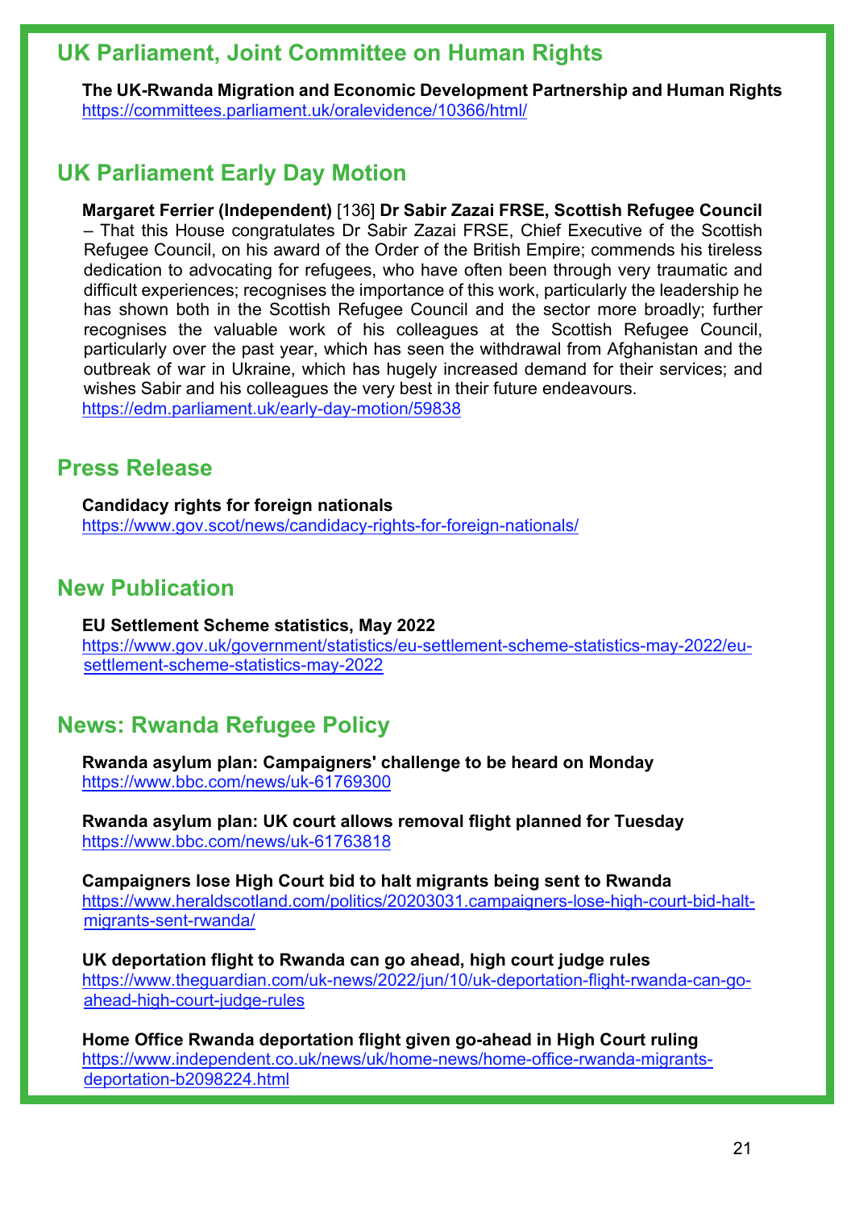## UK Parliament, Joint Committee on Human Rights

**The UK-Rwanda Migration and Economic Development Partnership and Human Rights**
https://committees.parliament.uk/oralevidence/10366/html/

## UK Parliament Early Day Motion

**Margaret Ferrier (Independent)** [136] **Dr Sabir Zazai FRSE, Scottish Refugee Council** – That this House congratulates Dr Sabir Zazai FRSE, Chief Executive of the Scottish Refugee Council, on his award of the Order of the British Empire; commends his tireless dedication to advocating for refugees, who have often been through very traumatic and difficult experiences; recognises the importance of this work, particularly the leadership he has shown both in the Scottish Refugee Council and the sector more broadly; further recognises the valuable work of his colleagues at the Scottish Refugee Council, particularly over the past year, which has seen the withdrawal from Afghanistan and the outbreak of war in Ukraine, which has hugely increased demand for their services; and wishes Sabir and his colleagues the very best in their future endeavours.
https://edm.parliament.uk/early-day-motion/59838

## Press Release

**Candidacy rights for foreign nationals**
https://www.gov.scot/news/candidacy-rights-for-foreign-nationals/

## New Publication

**EU Settlement Scheme statistics, May 2022**
https://www.gov.uk/government/statistics/eu-settlement-scheme-statistics-may-2022/eu-settlement-scheme-statistics-may-2022

## News: Rwanda Refugee Policy

**Rwanda asylum plan: Campaigners' challenge to be heard on Monday**
https://www.bbc.com/news/uk-61769300

**Rwanda asylum plan: UK court allows removal flight planned for Tuesday**
https://www.bbc.com/news/uk-61763818

**Campaigners lose High Court bid to halt migrants being sent to Rwanda**
https://www.heraldscotland.com/politics/20203031.campaigners-lose-high-court-bid-halt-migrants-sent-rwanda/

**UK deportation flight to Rwanda can go ahead, high court judge rules**
https://www.theguardian.com/uk-news/2022/jun/10/uk-deportation-flight-rwanda-can-go-ahead-high-court-judge-rules

**Home Office Rwanda deportation flight given go-ahead in High Court ruling**
https://www.independent.co.uk/news/uk/home-news/home-office-rwanda-migrants-deportation-b2098224.html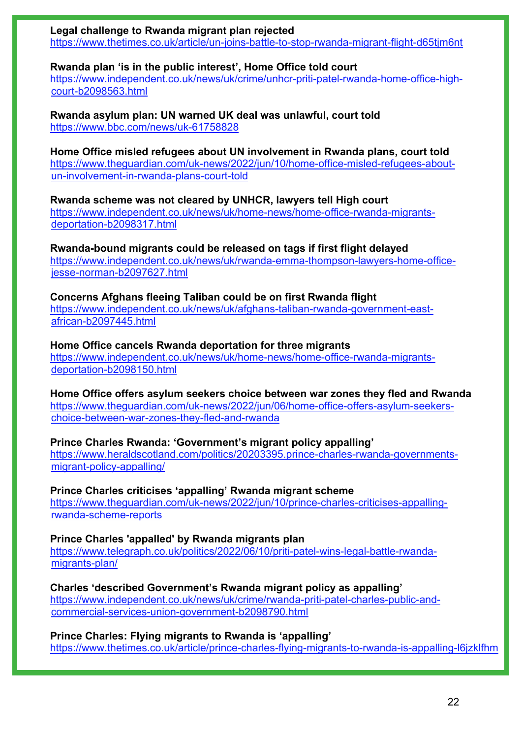**Legal challenge to Rwanda migrant plan rejected**
https://www.thetimes.co.uk/article/un-joins-battle-to-stop-rwanda-migrant-flight-d65tjm6nt

**Rwanda plan 'is in the public interest', Home Office told court**
https://www.independent.co.uk/news/uk/crime/unhcr-priti-patel-rwanda-home-office-high-court-b2098563.html

**Rwanda asylum plan: UN warned UK deal was unlawful, court told**
https://www.bbc.com/news/uk-61758828

**Home Office misled refugees about UN involvement in Rwanda plans, court told**
https://www.theguardian.com/uk-news/2022/jun/10/home-office-misled-refugees-about-un-involvement-in-rwanda-plans-court-told

**Rwanda scheme was not cleared by UNHCR, lawyers tell High court**
https://www.independent.co.uk/news/uk/home-news/home-office-rwanda-migrants-deportation-b2098317.html

**Rwanda-bound migrants could be released on tags if first flight delayed**
https://www.independent.co.uk/news/uk/rwanda-emma-thompson-lawyers-home-office-jesse-norman-b2097627.html

**Concerns Afghans fleeing Taliban could be on first Rwanda flight**
https://www.independent.co.uk/news/uk/afghans-taliban-rwanda-government-east-african-b2097445.html

**Home Office cancels Rwanda deportation for three migrants**
https://www.independent.co.uk/news/uk/home-news/home-office-rwanda-migrants-deportation-b2098150.html

**Home Office offers asylum seekers choice between war zones they fled and Rwanda**
https://www.theguardian.com/uk-news/2022/jun/06/home-office-offers-asylum-seekers-choice-between-war-zones-they-fled-and-rwanda

**Prince Charles Rwanda: 'Government's migrant policy appalling'**
https://www.heraldscotland.com/politics/20203395.prince-charles-rwanda-governments-migrant-policy-appalling/

**Prince Charles criticises 'appalling' Rwanda migrant scheme**
https://www.theguardian.com/uk-news/2022/jun/10/prince-charles-criticises-appalling-rwanda-scheme-reports

**Prince Charles 'appalled' by Rwanda migrants plan**
https://www.telegraph.co.uk/politics/2022/06/10/priti-patel-wins-legal-battle-rwanda-migrants-plan/

**Charles 'described Government's Rwanda migrant policy as appalling'**
https://www.independent.co.uk/news/uk/crime/rwanda-priti-patel-charles-public-and-commercial-services-union-government-b2098790.html

**Prince Charles: Flying migrants to Rwanda is 'appalling'**
https://www.thetimes.co.uk/article/prince-charles-flying-migrants-to-rwanda-is-appalling-l6jzklfhm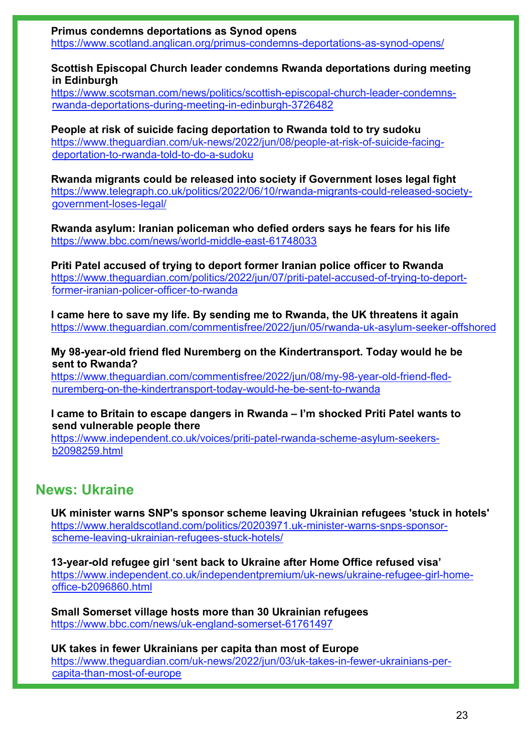**Primus condemns deportations as Synod opens**
https://www.scotland.anglican.org/primus-condemns-deportations-as-synod-opens/

**Scottish Episcopal Church leader condemns Rwanda deportations during meeting in Edinburgh**
https://www.scotsman.com/news/politics/scottish-episcopal-church-leader-condemns-rwanda-deportations-during-meeting-in-edinburgh-3726482

**People at risk of suicide facing deportation to Rwanda told to try sudoku**
https://www.theguardian.com/uk-news/2022/jun/08/people-at-risk-of-suicide-facing-deportation-to-rwanda-told-to-do-a-sudoku

**Rwanda migrants could be released into society if Government loses legal fight**
https://www.telegraph.co.uk/politics/2022/06/10/rwanda-migrants-could-released-society-government-loses-legal/

**Rwanda asylum: Iranian policeman who defied orders says he fears for his life**
https://www.bbc.com/news/world-middle-east-61748033

**Priti Patel accused of trying to deport former Iranian police officer to Rwanda**
https://www.theguardian.com/politics/2022/jun/07/priti-patel-accused-of-trying-to-deport-former-iranian-policer-officer-to-rwanda

**I came here to save my life. By sending me to Rwanda, the UK threatens it again**
https://www.theguardian.com/commentisfree/2022/jun/05/rwanda-uk-asylum-seeker-offshored

**My 98-year-old friend fled Nuremberg on the Kindertransport. Today would he be sent to Rwanda?**
https://www.theguardian.com/commentisfree/2022/jun/08/my-98-year-old-friend-fled-nuremberg-on-the-kindertransport-today-would-he-be-sent-to-rwanda

**I came to Britain to escape dangers in Rwanda – I'm shocked Priti Patel wants to send vulnerable people there**
https://www.independent.co.uk/voices/priti-patel-rwanda-scheme-asylum-seekers-b2098259.html

## News: Ukraine

**UK minister warns SNP's sponsor scheme leaving Ukrainian refugees 'stuck in hotels'**
https://www.heraldscotland.com/politics/20203971.uk-minister-warns-snps-sponsor-scheme-leaving-ukrainian-refugees-stuck-hotels/

**13-year-old refugee girl 'sent back to Ukraine after Home Office refused visa'**
https://www.independent.co.uk/independentpremium/uk-news/ukraine-refugee-girl-home-office-b2096860.html

**Small Somerset village hosts more than 30 Ukrainian refugees**
https://www.bbc.com/news/uk-england-somerset-61761497

**UK takes in fewer Ukrainians per capita than most of Europe**
https://www.theguardian.com/uk-news/2022/jun/03/uk-takes-in-fewer-ukrainians-per-capita-than-most-of-europe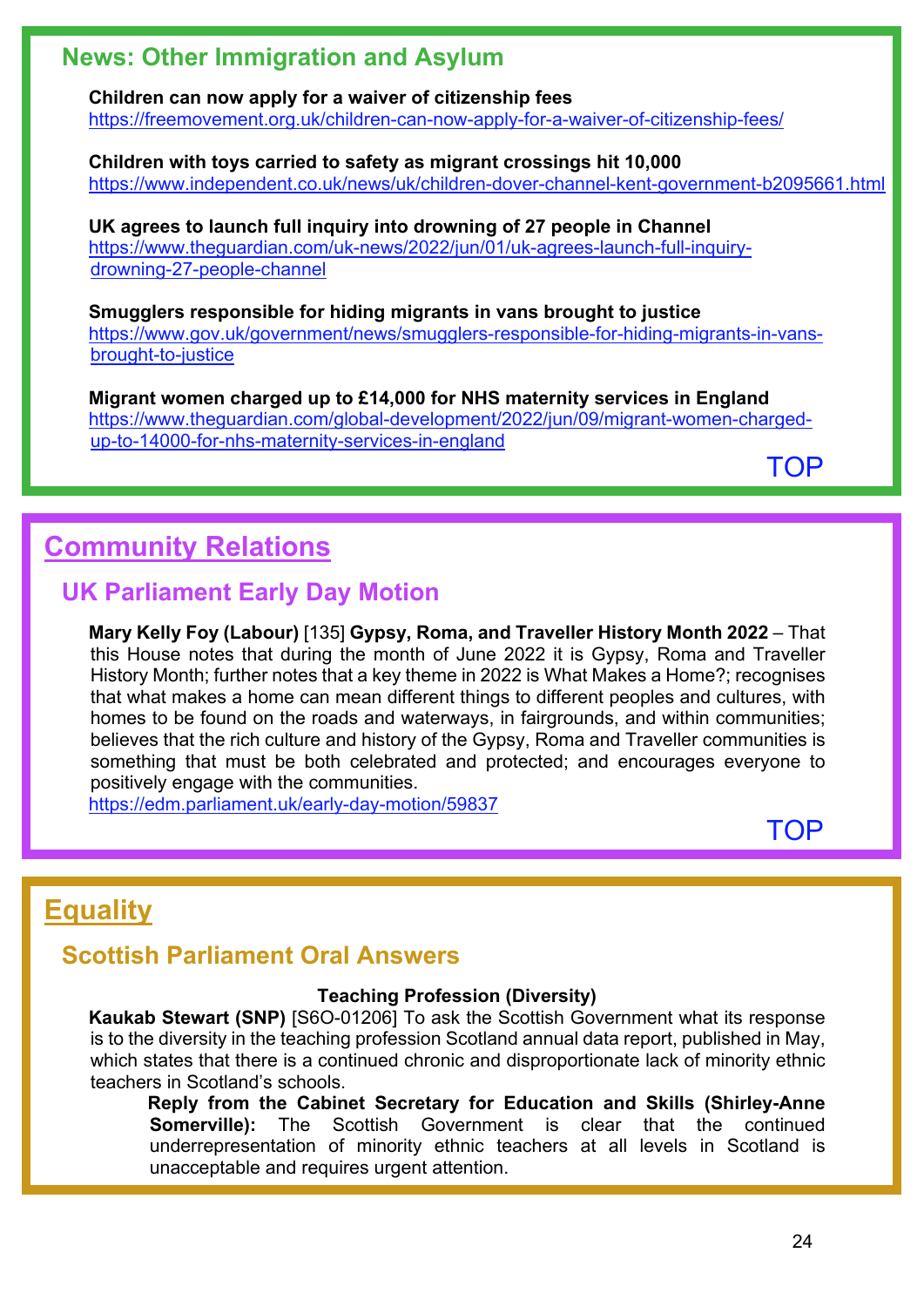## News: Other Immigration and Asylum

**Children can now apply for a waiver of citizenship fees**
https://freemovement.org.uk/children-can-now-apply-for-a-waiver-of-citizenship-fees/

**Children with toys carried to safety as migrant crossings hit 10,000**
https://www.independent.co.uk/news/uk/children-dover-channel-kent-government-b2095661.html

**UK agrees to launch full inquiry into drowning of 27 people in Channel**
https://www.theguardian.com/uk-news/2022/jun/01/uk-agrees-launch-full-inquiry-drowning-27-people-channel

**Smugglers responsible for hiding migrants in vans brought to justice**
https://www.gov.uk/government/news/smugglers-responsible-for-hiding-migrants-in-vans-brought-to-justice

**Migrant women charged up to £14,000 for NHS maternity services in England**
https://www.theguardian.com/global-development/2022/jun/09/migrant-women-charged-up-to-14000-for-nhs-maternity-services-in-england

TOP

# Community Relations

## UK Parliament Early Day Motion

**Mary Kelly Foy (Labour)** [135] **Gypsy, Roma, and Traveller History Month 2022** – That this House notes that during the month of June 2022 it is Gypsy, Roma and Traveller History Month; further notes that a key theme in 2022 is What Makes a Home?; recognises that what makes a home can mean different things to different peoples and cultures, with homes to be found on the roads and waterways, in fairgrounds, and within communities; believes that the rich culture and history of the Gypsy, Roma and Traveller communities is something that must be both celebrated and protected; and encourages everyone to positively engage with the communities.
https://edm.parliament.uk/early-day-motion/59837

TOP

# Equality

## Scottish Parliament Oral Answers

**Teaching Profession (Diversity)**

**Kaukab Stewart (SNP)** [S6O-01206] To ask the Scottish Government what its response is to the diversity in the teaching profession Scotland annual data report, published in May, which states that there is a continued chronic and disproportionate lack of minority ethnic teachers in Scotland's schools.

**Reply from the Cabinet Secretary for Education and Skills (Shirley-Anne Somerville):** The Scottish Government is clear that the continued underrepresentation of minority ethnic teachers at all levels in Scotland is unacceptable and requires urgent attention.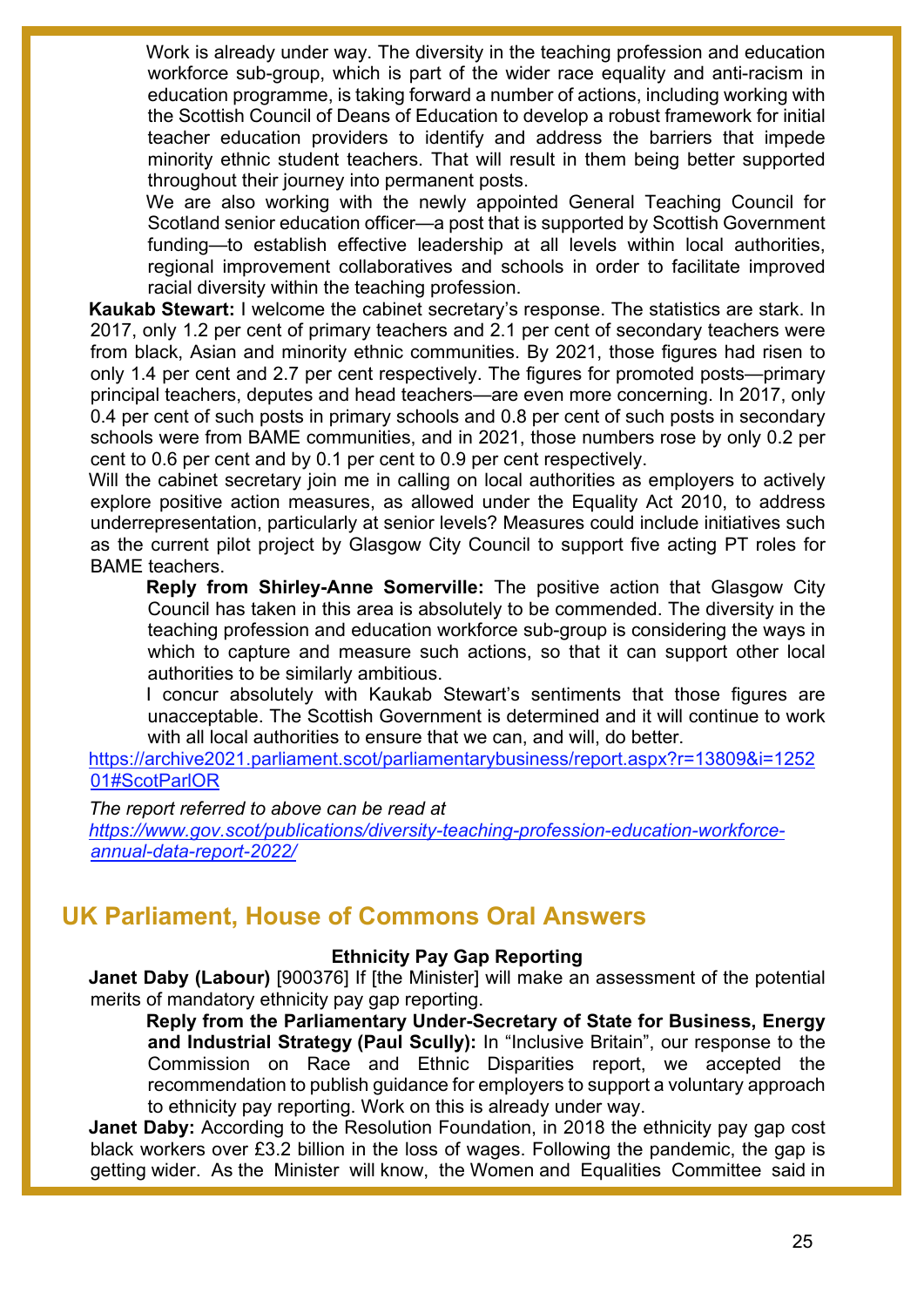Work is already under way. The diversity in the teaching profession and education workforce sub-group, which is part of the wider race equality and anti-racism in education programme, is taking forward a number of actions, including working with the Scottish Council of Deans of Education to develop a robust framework for initial teacher education providers to identify and address the barriers that impede minority ethnic student teachers. That will result in them being better supported throughout their journey into permanent posts.

We are also working with the newly appointed General Teaching Council for Scotland senior education officer—a post that is supported by Scottish Government funding—to establish effective leadership at all levels within local authorities, regional improvement collaboratives and schools in order to facilitate improved racial diversity within the teaching profession.

**Kaukab Stewart:** I welcome the cabinet secretary's response. The statistics are stark. In 2017, only 1.2 per cent of primary teachers and 2.1 per cent of secondary teachers were from black, Asian and minority ethnic communities. By 2021, those figures had risen to only 1.4 per cent and 2.7 per cent respectively. The figures for promoted posts—primary principal teachers, deputes and head teachers—are even more concerning. In 2017, only 0.4 per cent of such posts in primary schools and 0.8 per cent of such posts in secondary schools were from BAME communities, and in 2021, those numbers rose by only 0.2 per cent to 0.6 per cent and by 0.1 per cent to 0.9 per cent respectively.

Will the cabinet secretary join me in calling on local authorities as employers to actively explore positive action measures, as allowed under the Equality Act 2010, to address underrepresentation, particularly at senior levels? Measures could include initiatives such as the current pilot project by Glasgow City Council to support five acting PT roles for BAME teachers.

**Reply from Shirley-Anne Somerville:** The positive action that Glasgow City Council has taken in this area is absolutely to be commended. The diversity in the teaching profession and education workforce sub-group is considering the ways in which to capture and measure such actions, so that it can support other local authorities to be similarly ambitious.

I concur absolutely with Kaukab Stewart's sentiments that those figures are unacceptable. The Scottish Government is determined and it will continue to work with all local authorities to ensure that we can, and will, do better.

https://archive2021.parliament.scot/parliamentarybusiness/report.aspx?r=13809&i=125201#ScotParlOR

*The report referred to above can be read at https://www.gov.scot/publications/diversity-teaching-profession-education-workforce-annual-data-report-2022/*

## UK Parliament, House of Commons Oral Answers

**Ethnicity Pay Gap Reporting**

**Janet Daby (Labour)** [900376] If [the Minister] will make an assessment of the potential merits of mandatory ethnicity pay gap reporting.

**Reply from the Parliamentary Under-Secretary of State for Business, Energy and Industrial Strategy (Paul Scully):** In "Inclusive Britain", our response to the Commission on Race and Ethnic Disparities report, we accepted the recommendation to publish guidance for employers to support a voluntary approach to ethnicity pay reporting. Work on this is already under way.

**Janet Daby:** According to the Resolution Foundation, in 2018 the ethnicity pay gap cost black workers over £3.2 billion in the loss of wages. Following the pandemic, the gap is getting wider. As the Minister will know, the Women and Equalities Committee said in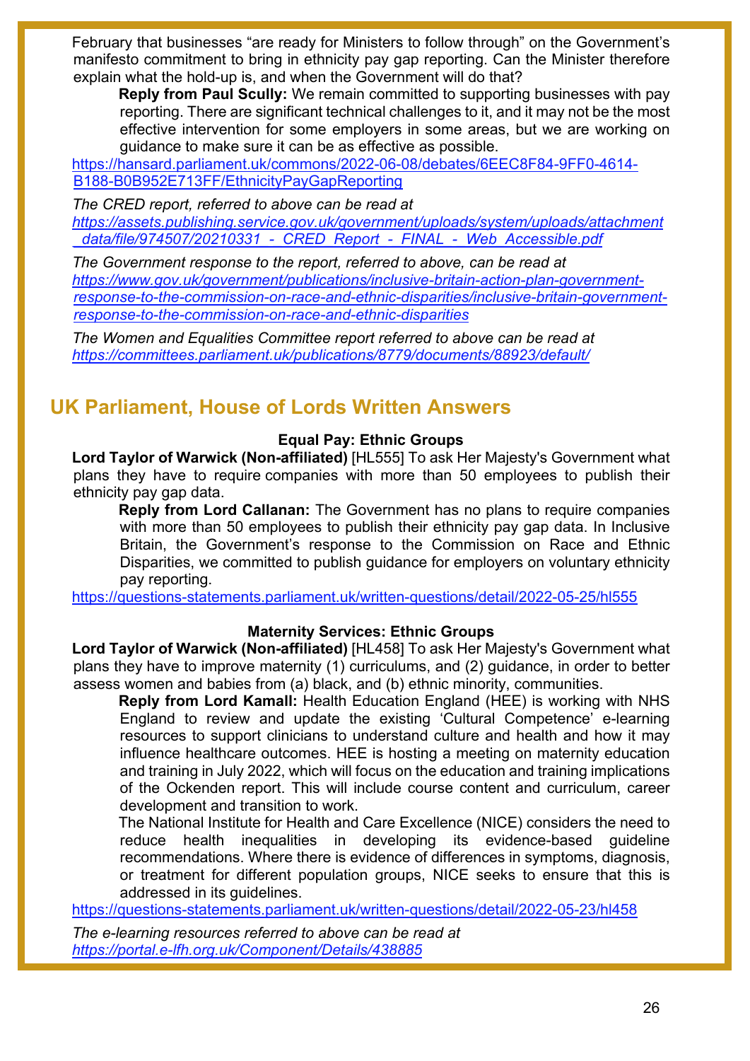February that businesses "are ready for Ministers to follow through" on the Government's manifesto commitment to bring in ethnicity pay gap reporting. Can the Minister therefore explain what the hold-up is, and when the Government will do that?

**Reply from Paul Scully:** We remain committed to supporting businesses with pay reporting. There are significant technical challenges to it, and it may not be the most effective intervention for some employers in some areas, but we are working on guidance to make sure it can be as effective as possible.

https://hansard.parliament.uk/commons/2022-06-08/debates/6EEC8F84-9FF0-4614-B188-B0B952E713FF/EthnicityPayGapReporting

*The CRED report, referred to above can be read at https://assets.publishing.service.gov.uk/government/uploads/system/uploads/attachment_data/file/974507/20210331_-_CRED_Report_-_FINAL_-_Web_Accessible.pdf*

*The Government response to the report, referred to above, can be read at https://www.gov.uk/government/publications/inclusive-britain-action-plan-government-response-to-the-commission-on-race-and-ethnic-disparities/inclusive-britain-government-response-to-the-commission-on-race-and-ethnic-disparities*

*The Women and Equalities Committee report referred to above can be read at https://committees.parliament.uk/publications/8779/documents/88923/default/*

## UK Parliament, House of Lords Written Answers

### Equal Pay: Ethnic Groups

**Lord Taylor of Warwick (Non-affiliated)** [HL555] To ask Her Majesty's Government what plans they have to require companies with more than 50 employees to publish their ethnicity pay gap data.

**Reply from Lord Callanan:** The Government has no plans to require companies with more than 50 employees to publish their ethnicity pay gap data. In Inclusive Britain, the Government's response to the Commission on Race and Ethnic Disparities, we committed to publish guidance for employers on voluntary ethnicity pay reporting.

https://questions-statements.parliament.uk/written-questions/detail/2022-05-25/hl555

### Maternity Services: Ethnic Groups

**Lord Taylor of Warwick (Non-affiliated)** [HL458] To ask Her Majesty's Government what plans they have to improve maternity (1) curriculums, and (2) guidance, in order to better assess women and babies from (a) black, and (b) ethnic minority, communities.

**Reply from Lord Kamall:** Health Education England (HEE) is working with NHS England to review and update the existing 'Cultural Competence' e-learning resources to support clinicians to understand culture and health and how it may influence healthcare outcomes. HEE is hosting a meeting on maternity education and training in July 2022, which will focus on the education and training implications of the Ockenden report. This will include course content and curriculum, career development and transition to work.

The National Institute for Health and Care Excellence (NICE) considers the need to reduce health inequalities in developing its evidence-based guideline recommendations. Where there is evidence of differences in symptoms, diagnosis, or treatment for different population groups, NICE seeks to ensure that this is addressed in its guidelines.

https://questions-statements.parliament.uk/written-questions/detail/2022-05-23/hl458

*The e-learning resources referred to above can be read at https://portal.e-lfh.org.uk/Component/Details/438885*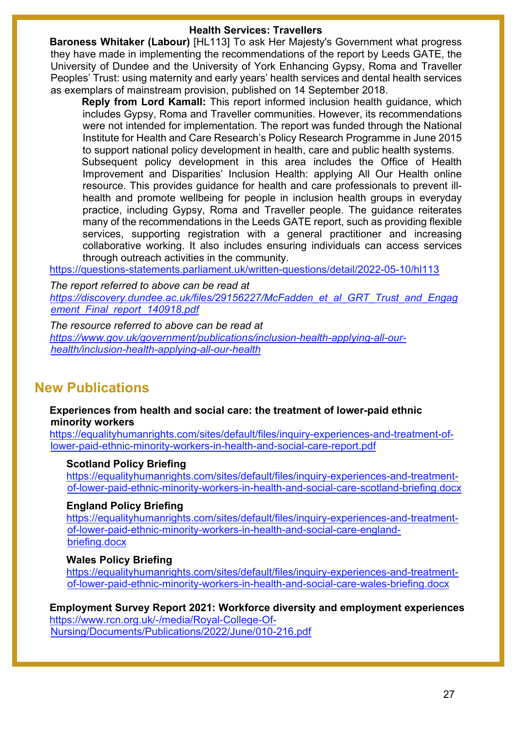### Health Services: Travellers

**Baroness Whitaker (Labour)** [HL113] To ask Her Majesty's Government what progress they have made in implementing the recommendations of the report by Leeds GATE, the University of Dundee and the University of York Enhancing Gypsy, Roma and Traveller Peoples' Trust: using maternity and early years' health services and dental health services as exemplars of mainstream provision, published on 14 September 2018.

> **Reply from Lord Kamall:** This report informed inclusion health guidance, which includes Gypsy, Roma and Traveller communities. However, its recommendations were not intended for implementation. The report was funded through the National Institute for Health and Care Research's Policy Research Programme in June 2015 to support national policy development in health, care and public health systems.
>
> Subsequent policy development in this area includes the Office of Health Improvement and Disparities' Inclusion Health: applying All Our Health online resource. This provides guidance for health and care professionals to prevent ill-health and promote wellbeing for people in inclusion health groups in everyday practice, including Gypsy, Roma and Traveller people. The guidance reiterates many of the recommendations in the Leeds GATE report, such as providing flexible services, supporting registration with a general practitioner and increasing collaborative working. It also includes ensuring individuals can access services through outreach activities in the community.

https://questions-statements.parliament.uk/written-questions/detail/2022-05-10/hl113

*The report referred to above can be read at*
*https://discovery.dundee.ac.uk/files/29156227/McFadden_et_al_GRT_Trust_and_Engagement_Final_report_140918.pdf*

*The resource referred to above can be read at*
*https://www.gov.uk/government/publications/inclusion-health-applying-all-our-health/inclusion-health-applying-all-our-health*

## New Publications

**Experiences from health and social care: the treatment of lower-paid ethnic minority workers**
https://equalityhumanrights.com/sites/default/files/inquiry-experiences-and-treatment-of-lower-paid-ethnic-minority-workers-in-health-and-social-care-report.pdf

**Scotland Policy Briefing**
https://equalityhumanrights.com/sites/default/files/inquiry-experiences-and-treatment-of-lower-paid-ethnic-minority-workers-in-health-and-social-care-scotland-briefing.docx

**England Policy Briefing**
https://equalityhumanrights.com/sites/default/files/inquiry-experiences-and-treatment-of-lower-paid-ethnic-minority-workers-in-health-and-social-care-england-briefing.docx

**Wales Policy Briefing**
https://equalityhumanrights.com/sites/default/files/inquiry-experiences-and-treatment-of-lower-paid-ethnic-minority-workers-in-health-and-social-care-wales-briefing.docx

**Employment Survey Report 2021: Workforce diversity and employment experiences**
https://www.rcn.org.uk/-/media/Royal-College-Of-Nursing/Documents/Publications/2022/June/010-216.pdf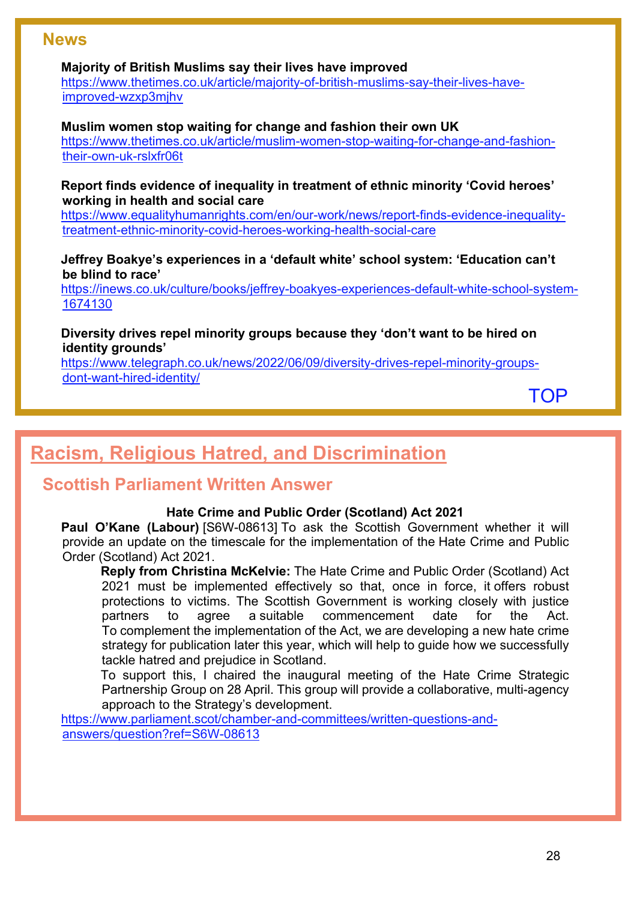## News

**Majority of British Muslims say their lives have improved**
https://www.thetimes.co.uk/article/majority-of-british-muslims-say-their-lives-have-improved-wzxp3mjhv

**Muslim women stop waiting for change and fashion their own UK**
https://www.thetimes.co.uk/article/muslim-women-stop-waiting-for-change-and-fashion-their-own-uk-rslxfr06t

**Report finds evidence of inequality in treatment of ethnic minority 'Covid heroes' working in health and social care**
https://www.equalityhumanrights.com/en/our-work/news/report-finds-evidence-inequality-treatment-ethnic-minority-covid-heroes-working-health-social-care

**Jeffrey Boakye's experiences in a 'default white' school system: 'Education can't be blind to race'**
https://inews.co.uk/culture/books/jeffrey-boakyes-experiences-default-white-school-system-1674130

**Diversity drives repel minority groups because they 'don't want to be hired on identity grounds'**
https://www.telegraph.co.uk/news/2022/06/09/diversity-drives-repel-minority-groups-dont-want-hired-identity/

TOP

# Racism, Religious Hatred, and Discrimination

## Scottish Parliament Written Answer

**Hate Crime and Public Order (Scotland) Act 2021**

**Paul O'Kane (Labour)** [S6W-08613] To ask the Scottish Government whether it will provide an update on the timescale for the implementation of the Hate Crime and Public Order (Scotland) Act 2021.

**Reply from Christina McKelvie:** The Hate Crime and Public Order (Scotland) Act 2021 must be implemented effectively so that, once in force, it offers robust protections to victims. The Scottish Government is working closely with justice partners to agree a suitable commencement date for the Act. To complement the implementation of the Act, we are developing a new hate crime strategy for publication later this year, which will help to guide how we successfully tackle hatred and prejudice in Scotland.

To support this, I chaired the inaugural meeting of the Hate Crime Strategic Partnership Group on 28 April. This group will provide a collaborative, multi-agency approach to the Strategy's development.

https://www.parliament.scot/chamber-and-committees/written-questions-and-answers/question?ref=S6W-08613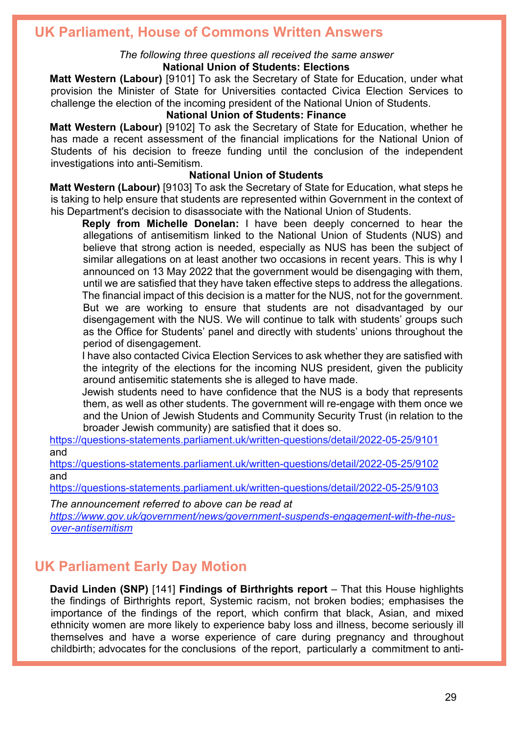## UK Parliament, House of Commons Written Answers

*The following three questions all received the same answer*

**National Union of Students: Elections**

**Matt Western (Labour)** [9101] To ask the Secretary of State for Education, under what provision the Minister of State for Universities contacted Civica Election Services to challenge the election of the incoming president of the National Union of Students.

**National Union of Students: Finance**

**Matt Western (Labour)** [9102] To ask the Secretary of State for Education, whether he has made a recent assessment of the financial implications for the National Union of Students of his decision to freeze funding until the conclusion of the independent investigations into anti-Semitism.

**National Union of Students**

**Matt Western (Labour)** [9103] To ask the Secretary of State for Education, what steps he is taking to help ensure that students are represented within Government in the context of his Department's decision to disassociate with the National Union of Students.

**Reply from Michelle Donelan:** I have been deeply concerned to hear the allegations of antisemitism linked to the National Union of Students (NUS) and believe that strong action is needed, especially as NUS has been the subject of similar allegations on at least another two occasions in recent years. This is why I announced on 13 May 2022 that the government would be disengaging with them, until we are satisfied that they have taken effective steps to address the allegations.

The financial impact of this decision is a matter for the NUS, not for the government. But we are working to ensure that students are not disadvantaged by our disengagement with the NUS. We will continue to talk with students' groups such as the Office for Students' panel and directly with students' unions throughout the period of disengagement.

I have also contacted Civica Election Services to ask whether they are satisfied with the integrity of the elections for the incoming NUS president, given the publicity around antisemitic statements she is alleged to have made.

Jewish students need to have confidence that the NUS is a body that represents them, as well as other students. The government will re-engage with them once we and the Union of Jewish Students and Community Security Trust (in relation to the broader Jewish community) are satisfied that it does so.

https://questions-statements.parliament.uk/written-questions/detail/2022-05-25/9101
and
https://questions-statements.parliament.uk/written-questions/detail/2022-05-25/9102
and
https://questions-statements.parliament.uk/written-questions/detail/2022-05-25/9103

*The announcement referred to above can be read at*
*https://www.gov.uk/government/news/government-suspends-engagement-with-the-nus-over-antisemitism*

## UK Parliament Early Day Motion

**David Linden (SNP)** [141] **Findings of Birthrights report** – That this House highlights the findings of Birthrights report, Systemic racism, not broken bodies; emphasises the importance of the findings of the report, which confirm that black, Asian, and mixed ethnicity women are more likely to experience baby loss and illness, become seriously ill themselves and have a worse experience of care during pregnancy and throughout childbirth; advocates for the conclusions of the report, particularly a commitment to anti-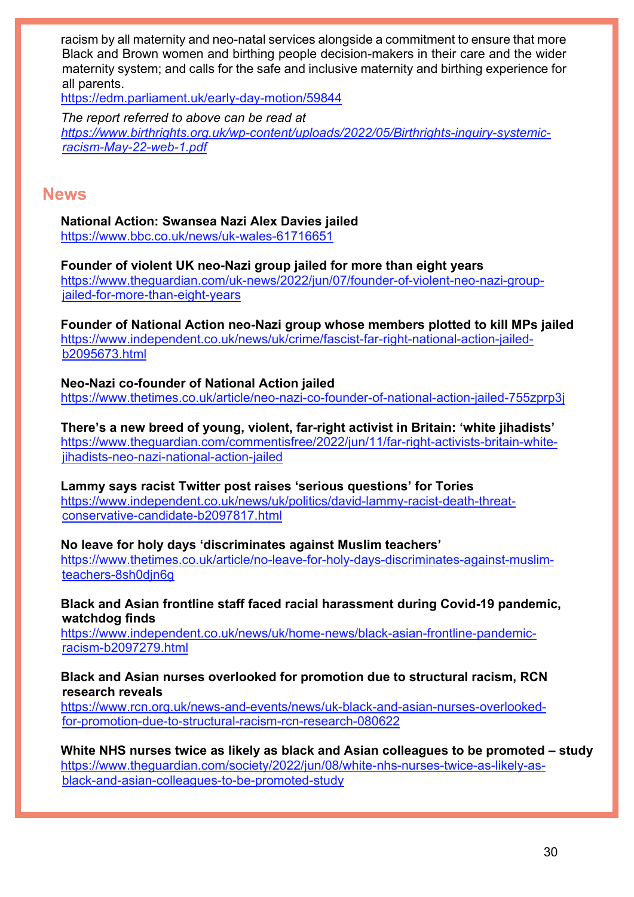racism by all maternity and neo-natal services alongside a commitment to ensure that more Black and Brown women and birthing people decision-makers in their care and the wider maternity system; and calls for the safe and inclusive maternity and birthing experience for all parents.
https://edm.parliament.uk/early-day-motion/59844

*The report referred to above can be read at https://www.birthrights.org.uk/wp-content/uploads/2022/05/Birthrights-inquiry-systemic-racism-May-22-web-1.pdf*

## News

**National Action: Swansea Nazi Alex Davies jailed**
https://www.bbc.co.uk/news/uk-wales-61716651

**Founder of violent UK neo-Nazi group jailed for more than eight years**
https://www.theguardian.com/uk-news/2022/jun/07/founder-of-violent-neo-nazi-group-jailed-for-more-than-eight-years

**Founder of National Action neo-Nazi group whose members plotted to kill MPs jailed**
https://www.independent.co.uk/news/uk/crime/fascist-far-right-national-action-jailed-b2095673.html

**Neo-Nazi co-founder of National Action jailed**
https://www.thetimes.co.uk/article/neo-nazi-co-founder-of-national-action-jailed-755zprp3j

**There's a new breed of young, violent, far-right activist in Britain: 'white jihadists'**
https://www.theguardian.com/commentisfree/2022/jun/11/far-right-activists-britain-white-jihadists-neo-nazi-national-action-jailed

**Lammy says racist Twitter post raises 'serious questions' for Tories**
https://www.independent.co.uk/news/uk/politics/david-lammy-racist-death-threat-conservative-candidate-b2097817.html

**No leave for holy days 'discriminates against Muslim teachers'**
https://www.thetimes.co.uk/article/no-leave-for-holy-days-discriminates-against-muslim-teachers-8sh0djn6g

**Black and Asian frontline staff faced racial harassment during Covid-19 pandemic, watchdog finds**
https://www.independent.co.uk/news/uk/home-news/black-asian-frontline-pandemic-racism-b2097279.html

**Black and Asian nurses overlooked for promotion due to structural racism, RCN research reveals**
https://www.rcn.org.uk/news-and-events/news/uk-black-and-asian-nurses-overlooked-for-promotion-due-to-structural-racism-rcn-research-080622

**White NHS nurses twice as likely as black and Asian colleagues to be promoted – study**
https://www.theguardian.com/society/2022/jun/08/white-nhs-nurses-twice-as-likely-as-black-and-asian-colleagues-to-be-promoted-study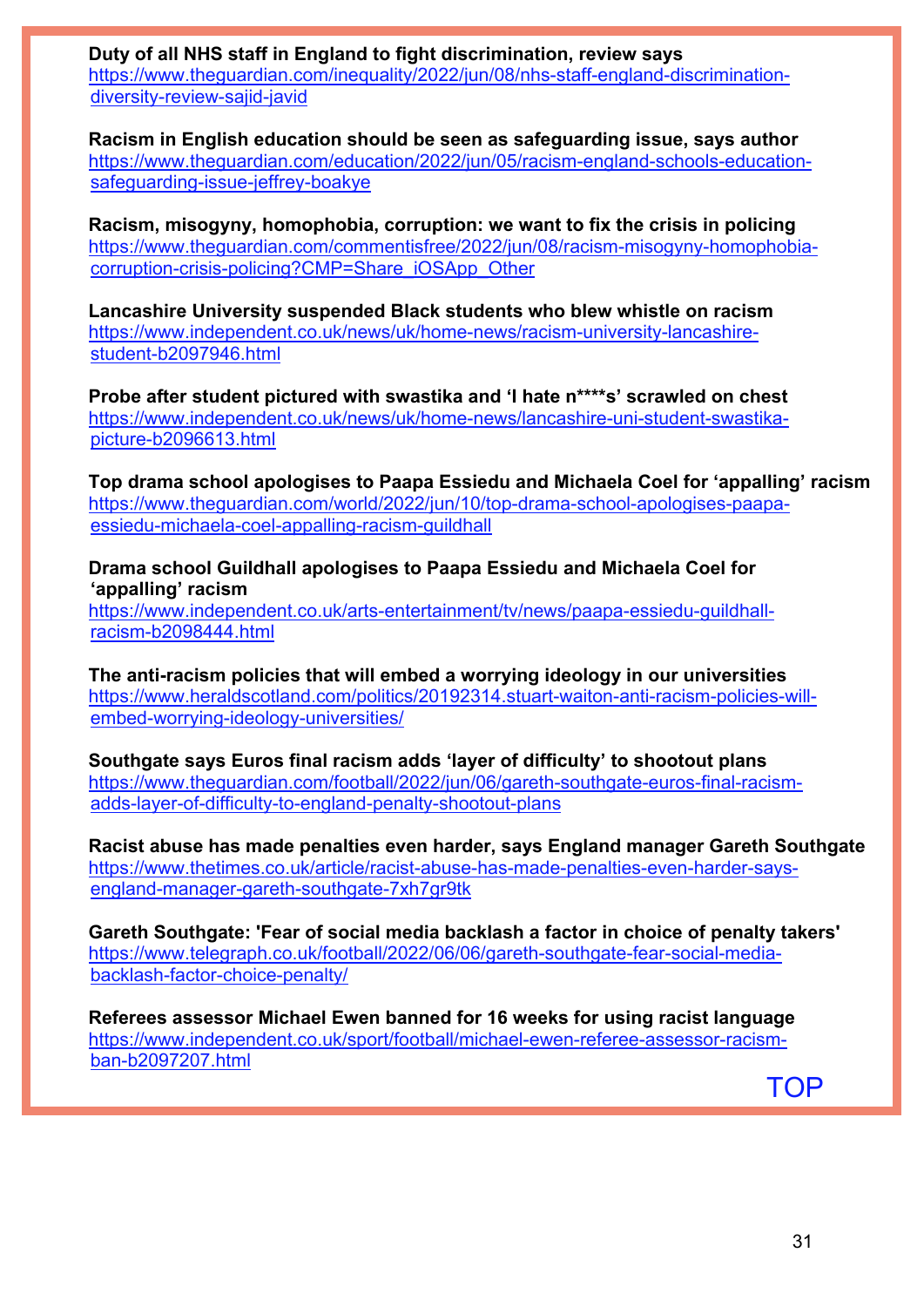**Duty of all NHS staff in England to fight discrimination, review says**
https://www.theguardian.com/inequality/2022/jun/08/nhs-staff-england-discrimination-diversity-review-sajid-javid

**Racism in English education should be seen as safeguarding issue, says author**
https://www.theguardian.com/education/2022/jun/05/racism-england-schools-education-safeguarding-issue-jeffrey-boakye

**Racism, misogyny, homophobia, corruption: we want to fix the crisis in policing**
https://www.theguardian.com/commentisfree/2022/jun/08/racism-misogyny-homophobia-corruption-crisis-policing?CMP=Share_iOSApp_Other

**Lancashire University suspended Black students who blew whistle on racism**
https://www.independent.co.uk/news/uk/home-news/racism-university-lancashire-student-b2097946.html

**Probe after student pictured with swastika and 'I hate n****s' scrawled on chest**
https://www.independent.co.uk/news/uk/home-news/lancashire-uni-student-swastika-picture-b2096613.html

**Top drama school apologises to Paapa Essiedu and Michaela Coel for 'appalling' racism**
https://www.theguardian.com/world/2022/jun/10/top-drama-school-apologises-paapa-essiedu-michaela-coel-appalling-racism-guildhall

**Drama school Guildhall apologises to Paapa Essiedu and Michaela Coel for 'appalling' racism**
https://www.independent.co.uk/arts-entertainment/tv/news/paapa-essiedu-guildhall-racism-b2098444.html

**The anti-racism policies that will embed a worrying ideology in our universities**
https://www.heraldscotland.com/politics/20192314.stuart-waiton-anti-racism-policies-will-embed-worrying-ideology-universities/

**Southgate says Euros final racism adds 'layer of difficulty' to shootout plans**
https://www.theguardian.com/football/2022/jun/06/gareth-southgate-euros-final-racism-adds-layer-of-difficulty-to-england-penalty-shootout-plans

**Racist abuse has made penalties even harder, says England manager Gareth Southgate**
https://www.thetimes.co.uk/article/racist-abuse-has-made-penalties-even-harder-says-england-manager-gareth-southgate-7xh7gr9tk

**Gareth Southgate: 'Fear of social media backlash a factor in choice of penalty takers'**
https://www.telegraph.co.uk/football/2022/06/06/gareth-southgate-fear-social-media-backlash-factor-choice-penalty/

**Referees assessor Michael Ewen banned for 16 weeks for using racist language**
https://www.independent.co.uk/sport/football/michael-ewen-referee-assessor-racism-ban-b2097207.html

TOP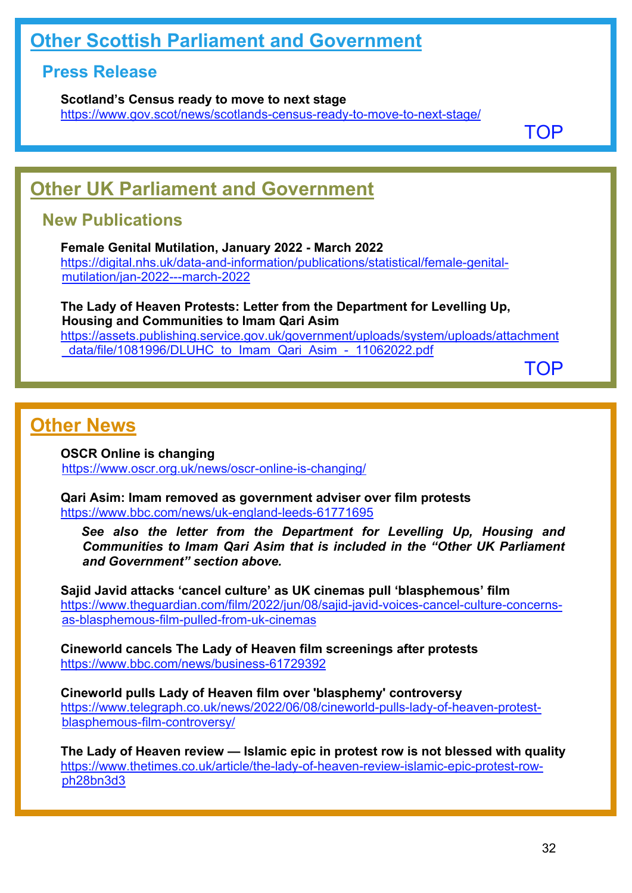## Other Scottish Parliament and Government

### Press Release

**Scotland's Census ready to move to next stage**
https://www.gov.scot/news/scotlands-census-ready-to-move-to-next-stage/

TOP

## Other UK Parliament and Government

### New Publications

**Female Genital Mutilation, January 2022 - March 2022**
https://digital.nhs.uk/data-and-information/publications/statistical/female-genital-mutilation/jan-2022---march-2022

**The Lady of Heaven Protests: Letter from the Department for Levelling Up, Housing and Communities to Imam Qari Asim**
https://assets.publishing.service.gov.uk/government/uploads/system/uploads/attachment_data/file/1081996/DLUHC_to_Imam_Qari_Asim_-_11062022.pdf

TOP

## Other News

**OSCR Online is changing**
https://www.oscr.org.uk/news/oscr-online-is-changing/

**Qari Asim: Imam removed as government adviser over film protests**
https://www.bbc.com/news/uk-england-leeds-61771695

> ***See also the letter from the Department for Levelling Up, Housing and Communities to Imam Qari Asim that is included in the "Other UK Parliament and Government" section above.***

**Sajid Javid attacks 'cancel culture' as UK cinemas pull 'blasphemous' film**
https://www.theguardian.com/film/2022/jun/08/sajid-javid-voices-cancel-culture-concerns-as-blasphemous-film-pulled-from-uk-cinemas

**Cineworld cancels The Lady of Heaven film screenings after protests**
https://www.bbc.com/news/business-61729392

**Cineworld pulls Lady of Heaven film over 'blasphemy' controversy**
https://www.telegraph.co.uk/news/2022/06/08/cineworld-pulls-lady-of-heaven-protest-blasphemous-film-controversy/

**The Lady of Heaven review — Islamic epic in protest row is not blessed with quality**
https://www.thetimes.co.uk/article/the-lady-of-heaven-review-islamic-epic-protest-row-ph28bn3d3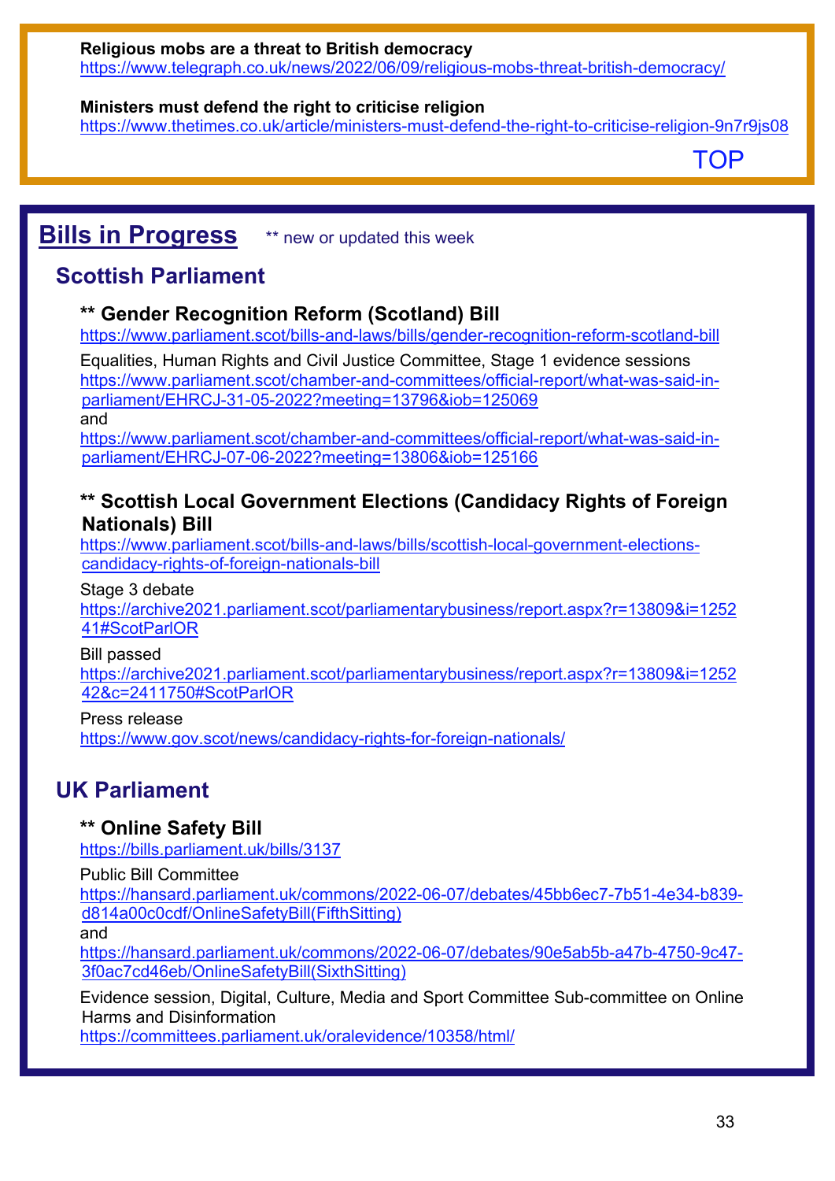**Religious mobs are a threat to British democracy**
https://www.telegraph.co.uk/news/2022/06/09/religious-mobs-threat-british-democracy/

**Ministers must defend the right to criticise religion**
https://www.thetimes.co.uk/article/ministers-must-defend-the-right-to-criticise-religion-9n7r9js08

TOP

## Bills in Progress

** new or updated this week

### Scottish Parliament

#### ** Gender Recognition Reform (Scotland) Bill

https://www.parliament.scot/bills-and-laws/bills/gender-recognition-reform-scotland-bill

Equalities, Human Rights and Civil Justice Committee, Stage 1 evidence sessions
https://www.parliament.scot/chamber-and-committees/official-report/what-was-said-in-parliament/EHRCJ-31-05-2022?meeting=13796&iob=125069
and
https://www.parliament.scot/chamber-and-committees/official-report/what-was-said-in-parliament/EHRCJ-07-06-2022?meeting=13806&iob=125166

#### ** Scottish Local Government Elections (Candidacy Rights of Foreign Nationals) Bill

https://www.parliament.scot/bills-and-laws/bills/scottish-local-government-elections-candidacy-rights-of-foreign-nationals-bill

Stage 3 debate
https://archive2021.parliament.scot/parliamentarybusiness/report.aspx?r=13809&i=125241#ScotParlOR

Bill passed
https://archive2021.parliament.scot/parliamentarybusiness/report.aspx?r=13809&i=125242&c=2411750#ScotParlOR

Press release
https://www.gov.scot/news/candidacy-rights-for-foreign-nationals/

### UK Parliament

#### ** Online Safety Bill

https://bills.parliament.uk/bills/3137

Public Bill Committee
https://hansard.parliament.uk/commons/2022-06-07/debates/45bb6ec7-7b51-4e34-b839-d814a00c0cdf/OnlineSafetyBill(FifthSitting)
and
https://hansard.parliament.uk/commons/2022-06-07/debates/90e5ab5b-a47b-4750-9c47-3f0ac7cd46eb/OnlineSafetyBill(SixthSitting)

Evidence session, Digital, Culture, Media and Sport Committee Sub-committee on Online Harms and Disinformation
https://committees.parliament.uk/oralevidence/10358/html/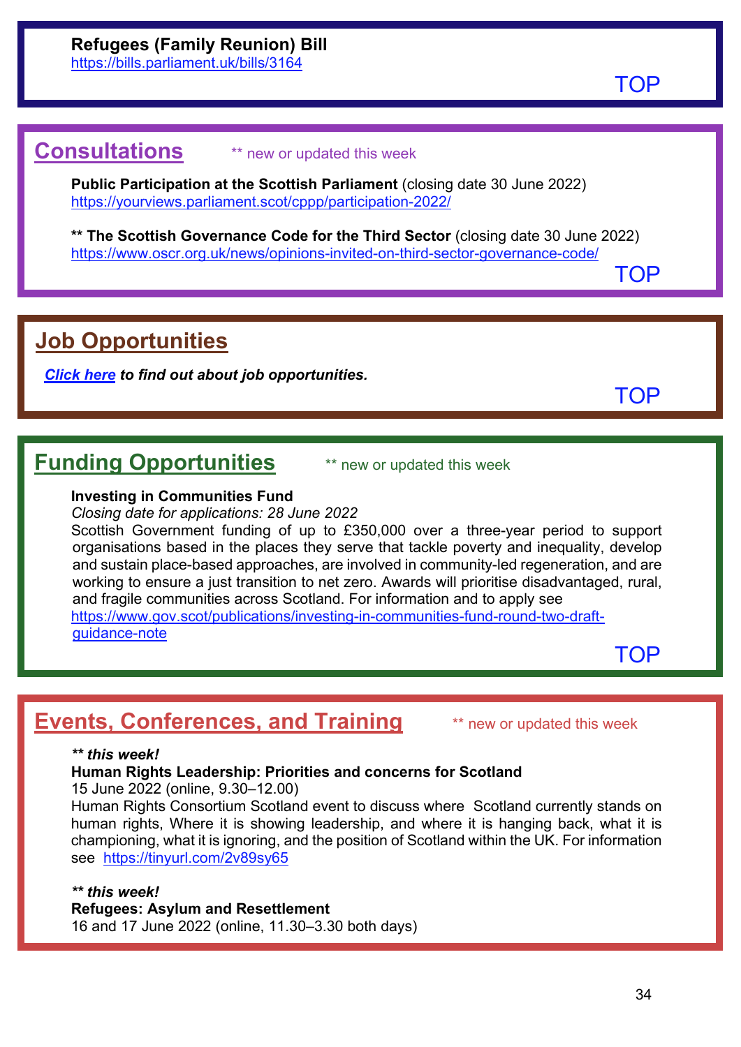**Refugees (Family Reunion) Bill**
https://bills.parliament.uk/bills/3164

TOP

## Consultations

** new or updated this week

**Public Participation at the Scottish Parliament** (closing date 30 June 2022)
https://yourviews.parliament.scot/cppp/participation-2022/

**** The Scottish Governance Code for the Third Sector** (closing date 30 June 2022)
https://www.oscr.org.uk/news/opinions-invited-on-third-sector-governance-code/

TOP

## Job Opportunities

***Click here** to find out about job opportunities.*

TOP

## Funding Opportunities

** new or updated this week

**Investing in Communities Fund**
*Closing date for applications: 28 June 2022*
Scottish Government funding of up to £350,000 over a three-year period to support organisations based in the places they serve that tackle poverty and inequality, develop and sustain place-based approaches, are involved in community-led regeneration, and are working to ensure a just transition to net zero. Awards will prioritise disadvantaged, rural, and fragile communities across Scotland. For information and to apply see https://www.gov.scot/publications/investing-in-communities-fund-round-two-draft-guidance-note

TOP

## Events, Conferences, and Training

** new or updated this week

***** this week!***
**Human Rights Leadership: Priorities and concerns for Scotland**
15 June 2022 (online, 9.30–12.00)
Human Rights Consortium Scotland event to discuss where Scotland currently stands on human rights, Where it is showing leadership, and where it is hanging back, what it is championing, what it is ignoring, and the position of Scotland within the UK. For information see https://tinyurl.com/2v89sy65

***** this week!***
**Refugees: Asylum and Resettlement**
16 and 17 June 2022 (online, 11.30–3.30 both days)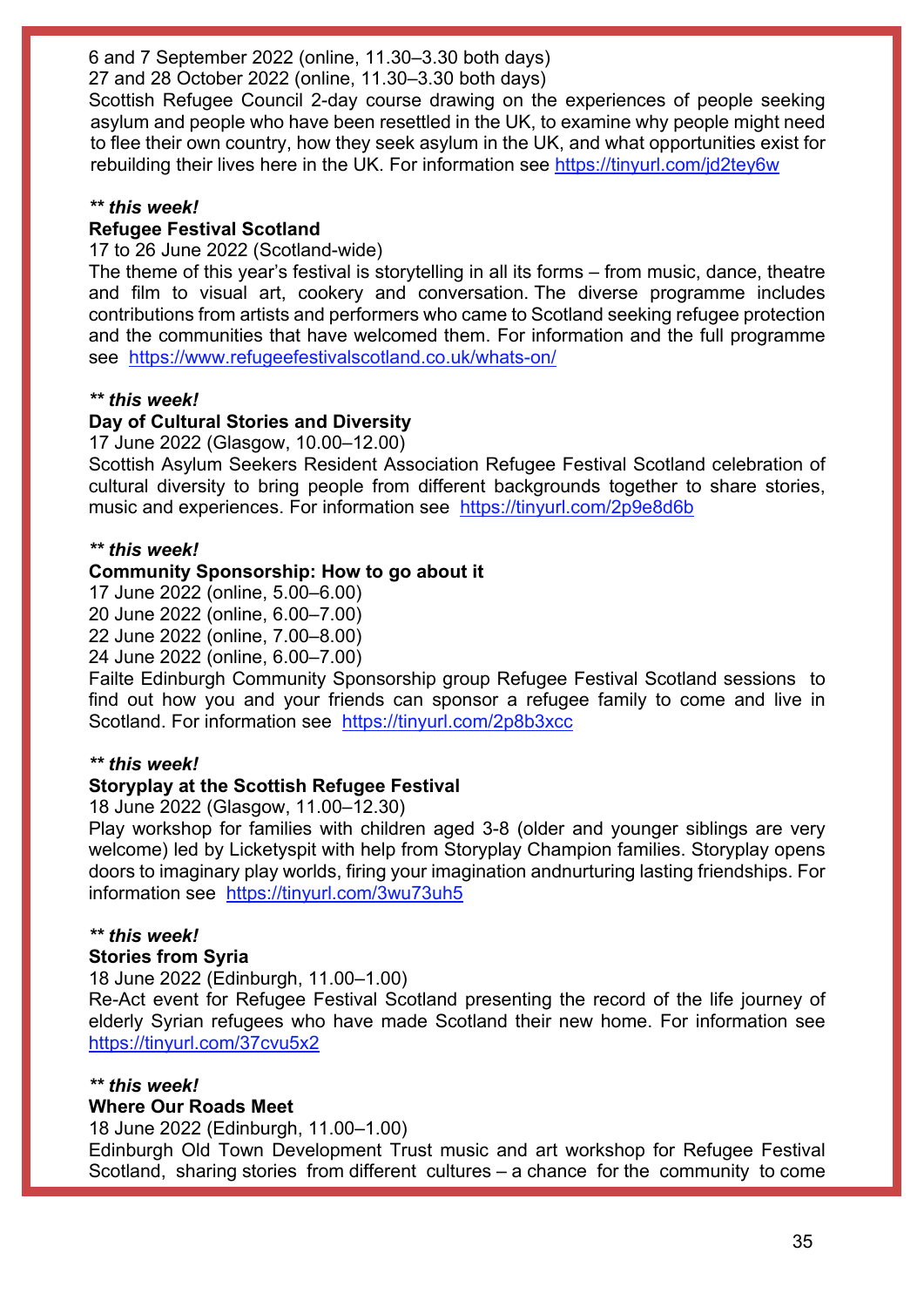6 and 7 September 2022 (online, 11.30–3.30 both days)
27 and 28 October 2022 (online, 11.30–3.30 both days)
Scottish Refugee Council 2-day course drawing on the experiences of people seeking asylum and people who have been resettled in the UK, to examine why people might need to flee their own country, how they seek asylum in the UK, and what opportunities exist for rebuilding their lives here in the UK. For information see https://tinyurl.com/jd2tey6w

***\*\* this week!***
**Refugee Festival Scotland**
17 to 26 June 2022 (Scotland-wide)
The theme of this year's festival is storytelling in all its forms – from music, dance, theatre and film to visual art, cookery and conversation. The diverse programme includes contributions from artists and performers who came to Scotland seeking refugee protection and the communities that have welcomed them. For information and the full programme see https://www.refugeefestivalscotland.co.uk/whats-on/

***\*\* this week!***
**Day of Cultural Stories and Diversity**
17 June 2022 (Glasgow, 10.00–12.00)
Scottish Asylum Seekers Resident Association Refugee Festival Scotland celebration of cultural diversity to bring people from different backgrounds together to share stories, music and experiences. For information see https://tinyurl.com/2p9e8d6b

***\*\* this week!***
**Community Sponsorship: How to go about it**
17 June 2022 (online, 5.00–6.00)
20 June 2022 (online, 6.00–7.00)
22 June 2022 (online, 7.00–8.00)
24 June 2022 (online, 6.00–7.00)
Failte Edinburgh Community Sponsorship group Refugee Festival Scotland sessions to find out how you and your friends can sponsor a refugee family to come and live in Scotland. For information see https://tinyurl.com/2p8b3xcc

***\*\* this week!***
**Storyplay at the Scottish Refugee Festival**
18 June 2022 (Glasgow, 11.00–12.30)
Play workshop for families with children aged 3-8 (older and younger siblings are very welcome) led by Licketyspit with help from Storyplay Champion families. Storyplay opens doors to imaginary play worlds, firing your imagination andnurturing lasting friendships. For information see https://tinyurl.com/3wu73uh5

***\*\* this week!***
**Stories from Syria**
18 June 2022 (Edinburgh, 11.00–1.00)
Re-Act event for Refugee Festival Scotland presenting the record of the life journey of elderly Syrian refugees who have made Scotland their new home. For information see https://tinyurl.com/37cvu5x2

***\*\* this week!***
**Where Our Roads Meet**
18 June 2022 (Edinburgh, 11.00–1.00)
Edinburgh Old Town Development Trust music and art workshop for Refugee Festival Scotland, sharing stories from different cultures – a chance for the community to come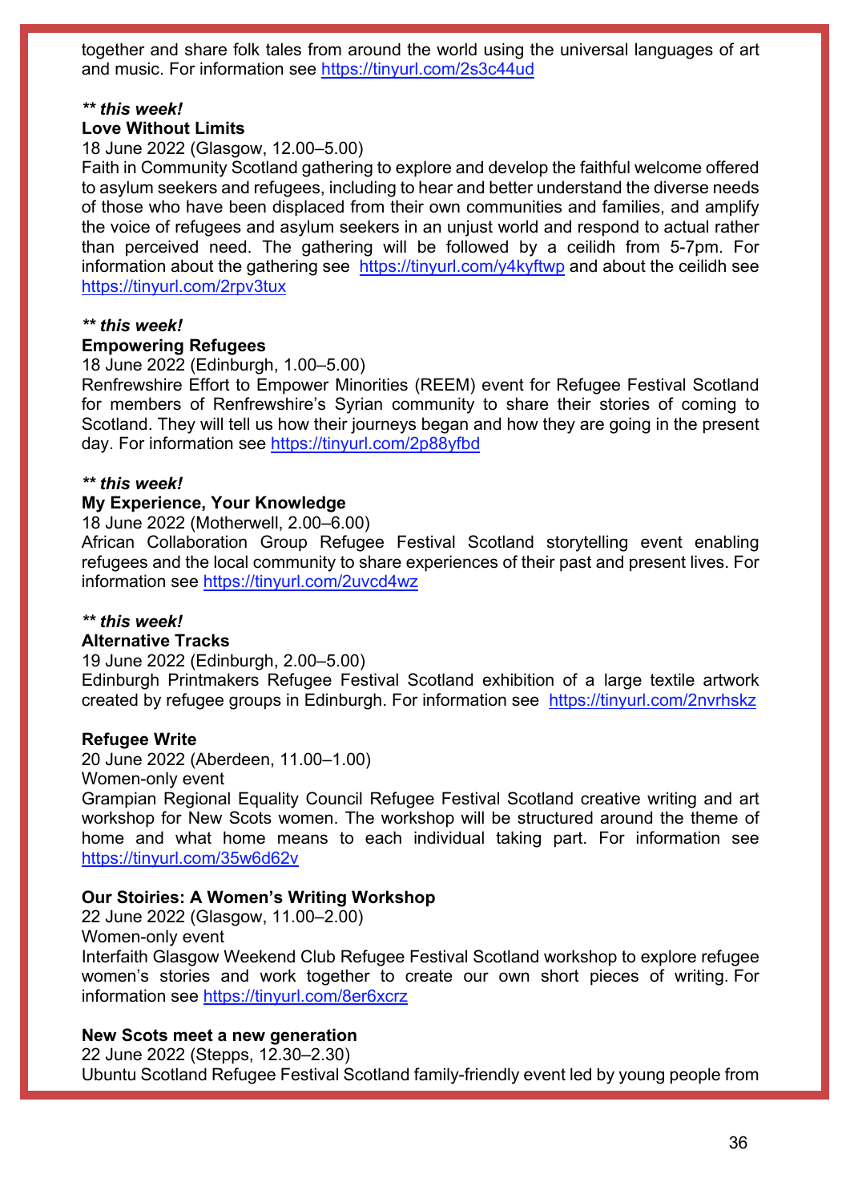together and share folk tales from around the world using the universal languages of art and music. For information see https://tinyurl.com/2s3c44ud

***\*\* this week!***
**Love Without Limits**
18 June 2022 (Glasgow, 12.00–5.00)
Faith in Community Scotland gathering to explore and develop the faithful welcome offered to asylum seekers and refugees, including to hear and better understand the diverse needs of those who have been displaced from their own communities and families, and amplify the voice of refugees and asylum seekers in an unjust world and respond to actual rather than perceived need. The gathering will be followed by a ceilidh from 5-7pm. For information about the gathering see https://tinyurl.com/y4kyftwp and about the ceilidh see https://tinyurl.com/2rpv3tux

***\*\* this week!***
**Empowering Refugees**
18 June 2022 (Edinburgh, 1.00–5.00)
Renfrewshire Effort to Empower Minorities (REEM) event for Refugee Festival Scotland for members of Renfrewshire's Syrian community to share their stories of coming to Scotland. They will tell us how their journeys began and how they are going in the present day. For information see https://tinyurl.com/2p88yfbd

***\*\* this week!***
**My Experience, Your Knowledge**
18 June 2022 (Motherwell, 2.00–6.00)
African Collaboration Group Refugee Festival Scotland storytelling event enabling refugees and the local community to share experiences of their past and present lives. For information see https://tinyurl.com/2uvcd4wz

***\*\* this week!***
**Alternative Tracks**
19 June 2022 (Edinburgh, 2.00–5.00)
Edinburgh Printmakers Refugee Festival Scotland exhibition of a large textile artwork created by refugee groups in Edinburgh. For information see https://tinyurl.com/2nvrhskz

**Refugee Write**
20 June 2022 (Aberdeen, 11.00–1.00)
Women-only event
Grampian Regional Equality Council Refugee Festival Scotland creative writing and art workshop for New Scots women. The workshop will be structured around the theme of home and what home means to each individual taking part. For information see https://tinyurl.com/35w6d62v

**Our Stoiries: A Women's Writing Workshop**
22 June 2022 (Glasgow, 11.00–2.00)
Women-only event
Interfaith Glasgow Weekend Club Refugee Festival Scotland workshop to explore refugee women's stories and work together to create our own short pieces of writing. For information see https://tinyurl.com/8er6xcrz

**New Scots meet a new generation**
22 June 2022 (Stepps, 12.30–2.30)
Ubuntu Scotland Refugee Festival Scotland family-friendly event led by young people from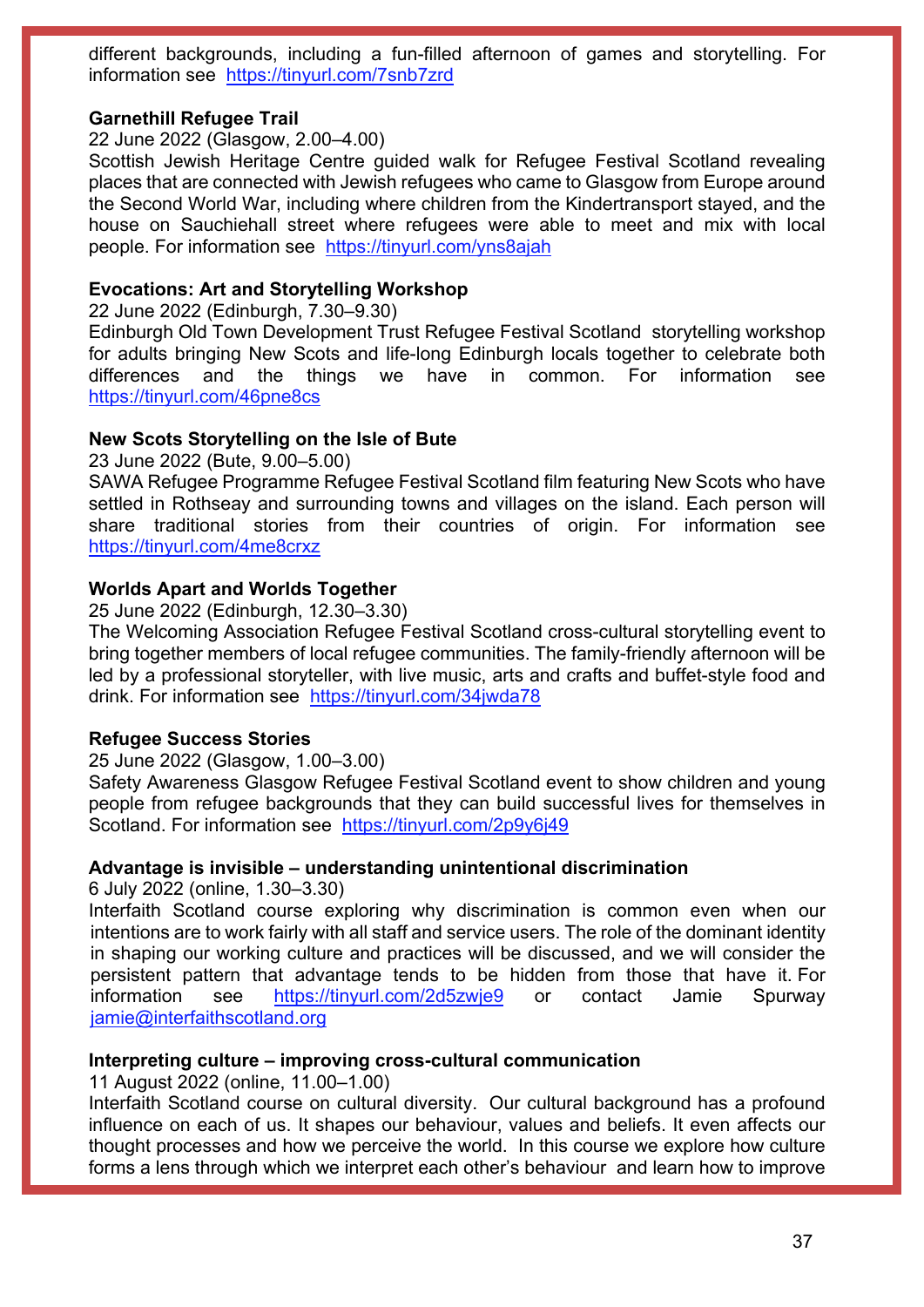different backgrounds, including a fun-filled afternoon of games and storytelling. For information see https://tinyurl.com/7snb7zrd

**Garnethill Refugee Trail**
22 June 2022 (Glasgow, 2.00–4.00)
Scottish Jewish Heritage Centre guided walk for Refugee Festival Scotland revealing places that are connected with Jewish refugees who came to Glasgow from Europe around the Second World War, including where children from the Kindertransport stayed, and the house on Sauchiehall street where refugees were able to meet and mix with local people. For information see https://tinyurl.com/yns8ajah

**Evocations: Art and Storytelling Workshop**
22 June 2022 (Edinburgh, 7.30–9.30)
Edinburgh Old Town Development Trust Refugee Festival Scotland storytelling workshop for adults bringing New Scots and life-long Edinburgh locals together to celebrate both differences and the things we have in common. For information see https://tinyurl.com/46pne8cs

**New Scots Storytelling on the Isle of Bute**
23 June 2022 (Bute, 9.00–5.00)
SAWA Refugee Programme Refugee Festival Scotland film featuring New Scots who have settled in Rothsay and surrounding towns and villages on the island. Each person will share traditional stories from their countries of origin. For information see https://tinyurl.com/4me8crxz

**Worlds Apart and Worlds Together**
25 June 2022 (Edinburgh, 12.30–3.30)
The Welcoming Association Refugee Festival Scotland cross-cultural storytelling event to bring together members of local refugee communities. The family-friendly afternoon will be led by a professional storyteller, with live music, arts and crafts and buffet-style food and drink. For information see https://tinyurl.com/34jwda78

**Refugee Success Stories**
25 June 2022 (Glasgow, 1.00–3.00)
Safety Awareness Glasgow Refugee Festival Scotland event to show children and young people from refugee backgrounds that they can build successful lives for themselves in Scotland. For information see https://tinyurl.com/2p9y6j49

**Advantage is invisible – understanding unintentional discrimination**
6 July 2022 (online, 1.30–3.30)
Interfaith Scotland course exploring why discrimination is common even when our intentions are to work fairly with all staff and service users. The role of the dominant identity in shaping our working culture and practices will be discussed, and we will consider the persistent pattern that advantage tends to be hidden from those that have it. For information see https://tinyurl.com/2d5zwje9 or contact Jamie Spurway jamie@interfaithscotland.org

**Interpreting culture – improving cross-cultural communication**
11 August 2022 (online, 11.00–1.00)
Interfaith Scotland course on cultural diversity. Our cultural background has a profound influence on each of us. It shapes our behaviour, values and beliefs. It even affects our thought processes and how we perceive the world. In this course we explore how culture forms a lens through which we interpret each other's behaviour and learn how to improve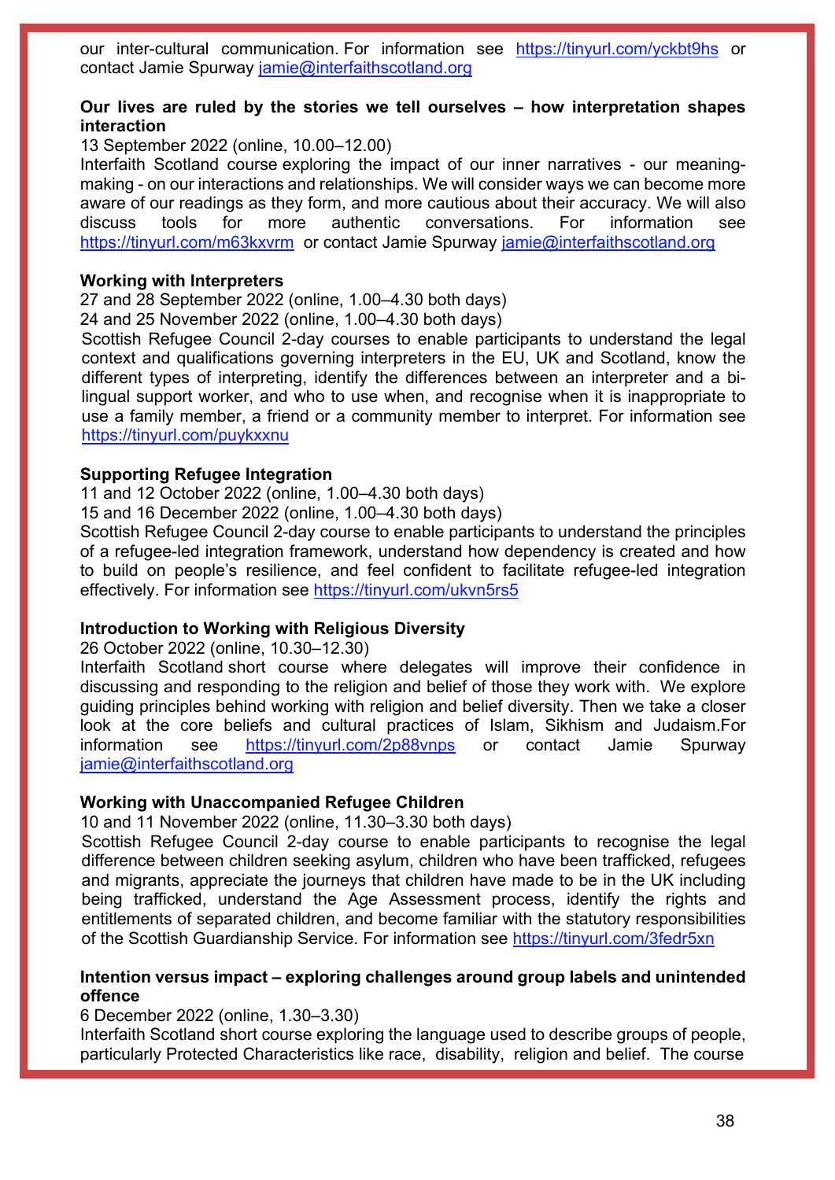our inter-cultural communication. For information see https://tinyurl.com/yckbt9hs or contact Jamie Spurway jamie@interfaithscotland.org

**Our lives are ruled by the stories we tell ourselves – how interpretation shapes interaction**

13 September 2022 (online, 10.00–12.00)

Interfaith Scotland course exploring the impact of our inner narratives - our meaning-making - on our interactions and relationships. We will consider ways we can become more aware of our readings as they form, and more cautious about their accuracy. We will also discuss tools for more authentic conversations. For information see https://tinyurl.com/m63kxvrm or contact Jamie Spurway jamie@interfaithscotland.org

**Working with Interpreters**

27 and 28 September 2022 (online, 1.00–4.30 both days)

24 and 25 November 2022 (online, 1.00–4.30 both days)

Scottish Refugee Council 2-day courses to enable participants to understand the legal context and qualifications governing interpreters in the EU, UK and Scotland, know the different types of interpreting, identify the differences between an interpreter and a bi-lingual support worker, and who to use when, and recognise when it is inappropriate to use a family member, a friend or a community member to interpret. For information see https://tinyurl.com/puykxxnu

**Supporting Refugee Integration**

11 and 12 October 2022 (online, 1.00–4.30 both days)

15 and 16 December 2022 (online, 1.00–4.30 both days)

Scottish Refugee Council 2-day course to enable participants to understand the principles of a refugee-led integration framework, understand how dependency is created and how to build on people's resilience, and feel confident to facilitate refugee-led integration effectively. For information see https://tinyurl.com/ukvn5rs5

**Introduction to Working with Religious Diversity**

26 October 2022 (online, 10.30–12.30)

Interfaith Scotland short course where delegates will improve their confidence in discussing and responding to the religion and belief of those they work with. We explore guiding principles behind working with religion and belief diversity. Then we take a closer look at the core beliefs and cultural practices of Islam, Sikhism and Judaism.For information see https://tinyurl.com/2p88vnps or contact Jamie Spurway jamie@interfaithscotland.org

**Working with Unaccompanied Refugee Children**

10 and 11 November 2022 (online, 11.30–3.30 both days)

Scottish Refugee Council 2-day course to enable participants to recognise the legal difference between children seeking asylum, children who have been trafficked, refugees and migrants, appreciate the journeys that children have made to be in the UK including being trafficked, understand the Age Assessment process, identify the rights and entitlements of separated children, and become familiar with the statutory responsibilities of the Scottish Guardianship Service. For information see https://tinyurl.com/3fedr5xn

**Intention versus impact – exploring challenges around group labels and unintended offence**

6 December 2022 (online, 1.30–3.30)

Interfaith Scotland short course exploring the language used to describe groups of people, particularly Protected Characteristics like race, disability, religion and belief. The course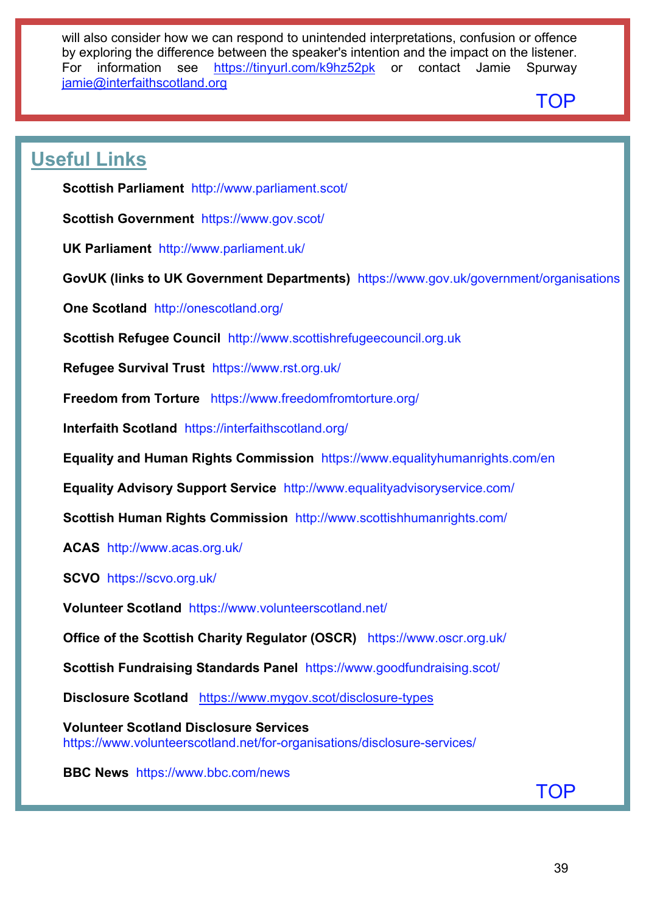will also consider how we can respond to unintended interpretations, confusion or offence by exploring the difference between the speaker's intention and the impact on the listener. For information see https://tinyurl.com/k9hz52pk or contact Jamie Spurway jamie@interfaithscotland.org

TOP

## Useful Links

**Scottish Parliament** http://www.parliament.scot/

**Scottish Government** https://www.gov.scot/

**UK Parliament** http://www.parliament.uk/

**GovUK (links to UK Government Departments)** https://www.gov.uk/government/organisations

**One Scotland** http://onescotland.org/

**Scottish Refugee Council** http://www.scottishrefugeecouncil.org.uk

**Refugee Survival Trust** https://www.rst.org.uk/

**Freedom from Torture** https://www.freedomfromtorture.org/

**Interfaith Scotland** https://interfaithscotland.org/

**Equality and Human Rights Commission** https://www.equalityhumanrights.com/en

**Equality Advisory Support Service** http://www.equalityadvisoryservice.com/

**Scottish Human Rights Commission** http://www.scottishhumanrights.com/

**ACAS** http://www.acas.org.uk/

**SCVO** https://scvo.org.uk/

**Volunteer Scotland** https://www.volunteerscotland.net/

**Office of the Scottish Charity Regulator (OSCR)** https://www.oscr.org.uk/

**Scottish Fundraising Standards Panel** https://www.goodfundraising.scot/

**Disclosure Scotland** https://www.mygov.scot/disclosure-types

**Volunteer Scotland Disclosure Services**
https://www.volunteerscotland.net/for-organisations/disclosure-services/

**BBC News** https://www.bbc.com/news

TOP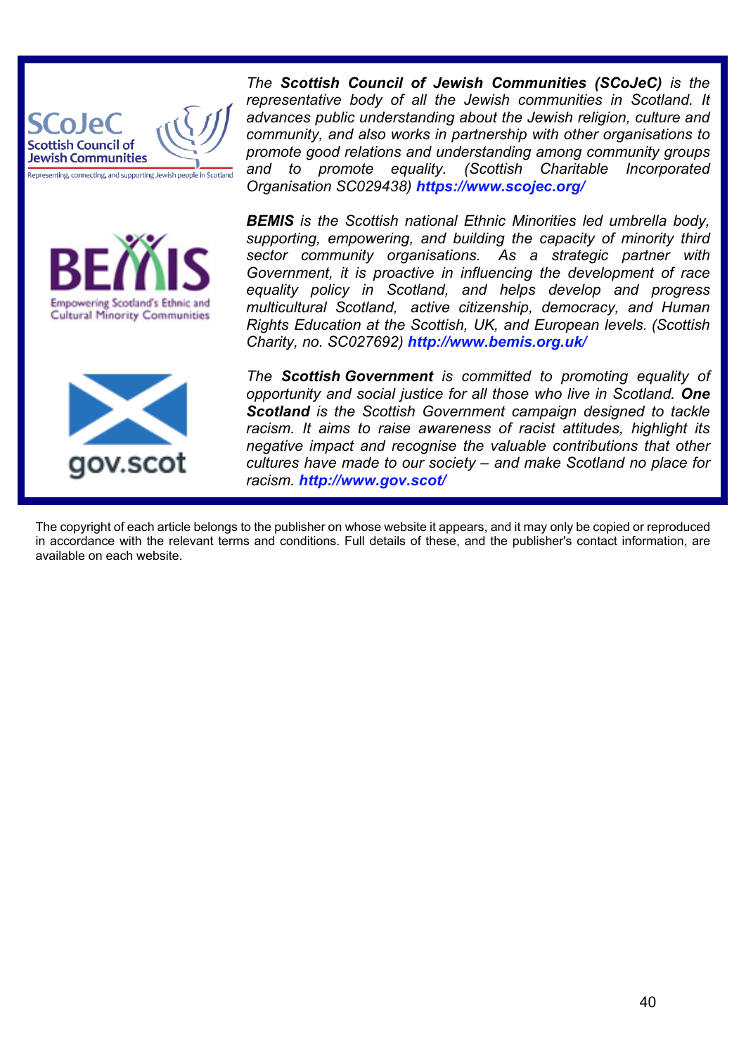*The **Scottish Council of Jewish Communities (SCoJeC)** is the representative body of all the Jewish communities in Scotland. It advances public understanding about the Jewish religion, culture and community, and also works in partnership with other organisations to promote good relations and understanding among community groups and to promote equality. (Scottish Charitable Incorporated Organisation SC029438)* ***https://www.scojec.org/***

***BEMIS** is the Scottish national Ethnic Minorities led umbrella body, supporting, empowering, and building the capacity of minority third sector community organisations. As a strategic partner with Government, it is proactive in influencing the development of race equality policy in Scotland, and helps develop and progress multicultural Scotland, active citizenship, democracy, and Human Rights Education at the Scottish, UK, and European levels. (Scottish Charity, no. SC027692)* ***http://www.bemis.org.uk/***

*The **Scottish Government** is committed to promoting equality of opportunity and social justice for all those who live in Scotland. **One Scotland** is the Scottish Government campaign designed to tackle racism. It aims to raise awareness of racist attitudes, highlight its negative impact and recognise the valuable contributions that other cultures have made to our society – and make Scotland no place for racism.* ***http://www.gov.scot/***

The copyright of each article belongs to the publisher on whose website it appears, and it may only be copied or reproduced in accordance with the relevant terms and conditions. Full details of these, and the publisher's contact information, are available on each website.